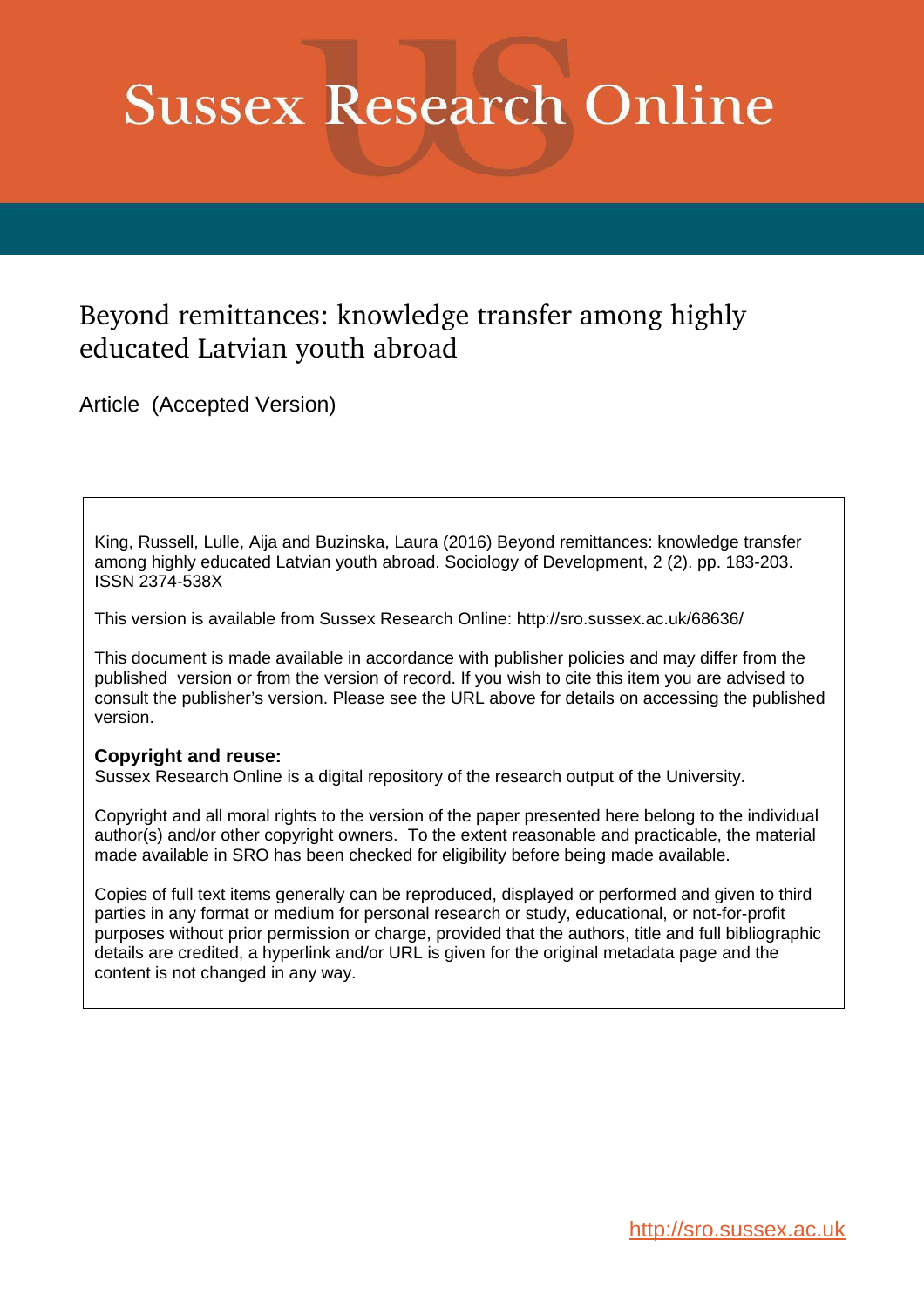# Sussex Research Online

## Beyond remittances: knowledge transfer among highly educated Latvian youth abroad

Article (Accepted Version)

King, Russell, Lulle, Aija and Buzinska, Laura (2016) Beyond remittances: knowledge transfer among highly educated Latvian youth abroad. Sociology of Development, 2 (2). pp. 183-203. ISSN 2374-538X

This version is available from Sussex Research Online: http://sro.sussex.ac.uk/68636/

This document is made available in accordance with publisher policies and may differ from the published version or from the version of record. If you wish to cite this item you are advised to consult the publisher's version. Please see the URL above for details on accessing the published version.

**Copyright and reuse:**
Sussex Research Online is a digital repository of the research output of the University.

Copyright and all moral rights to the version of the paper presented here belong to the individual author(s) and/or other copyright owners. To the extent reasonable and practicable, the material made available in SRO has been checked for eligibility before being made available.

Copies of full text items generally can be reproduced, displayed or performed and given to third parties in any format or medium for personal research or study, educational, or not-for-profit purposes without prior permission or charge, provided that the authors, title and full bibliographic details are credited, a hyperlink and/or URL is given for the original metadata page and the content is not changed in any way.

http://sro.sussex.ac.uk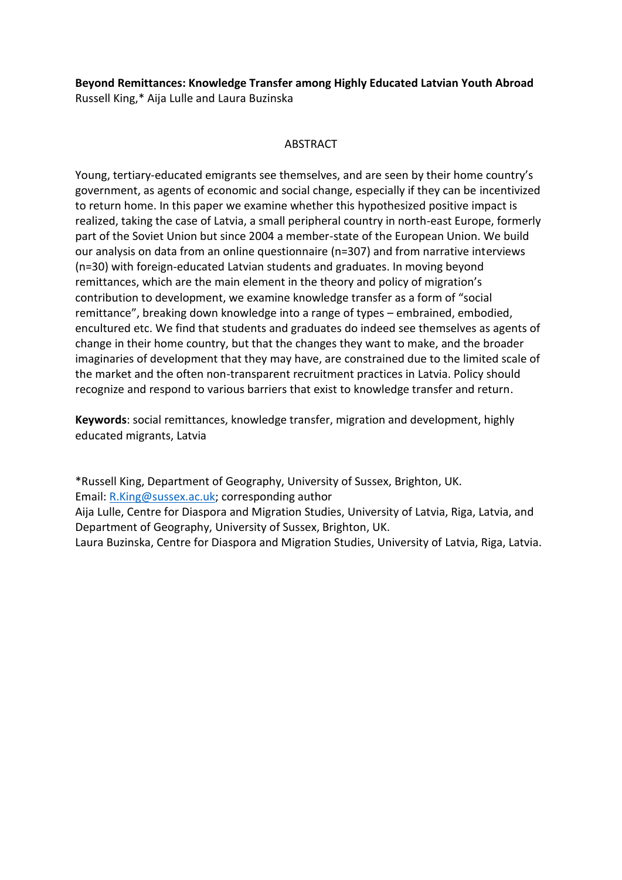**Beyond Remittances: Knowledge Transfer among Highly Educated Latvian Youth Abroad**
Russell King,* Aija Lulle and Laura Buzinska

ABSTRACT

Young, tertiary-educated emigrants see themselves, and are seen by their home country's government, as agents of economic and social change, especially if they can be incentivized to return home. In this paper we examine whether this hypothesized positive impact is realized, taking the case of Latvia, a small peripheral country in north-east Europe, formerly part of the Soviet Union but since 2004 a member-state of the European Union. We build our analysis on data from an online questionnaire (n=307) and from narrative interviews (n=30) with foreign-educated Latvian students and graduates. In moving beyond remittances, which are the main element in the theory and policy of migration's contribution to development, we examine knowledge transfer as a form of "social remittance", breaking down knowledge into a range of types – embrained, embodied, encultured etc. We find that students and graduates do indeed see themselves as agents of change in their home country, but that the changes they want to make, and the broader imaginaries of development that they may have, are constrained due to the limited scale of the market and the often non-transparent recruitment practices in Latvia. Policy should recognize and respond to various barriers that exist to knowledge transfer and return.

**Keywords**: social remittances, knowledge transfer, migration and development, highly educated migrants, Latvia

*Russell King, Department of Geography, University of Sussex, Brighton, UK.
Email: R.King@sussex.ac.uk; corresponding author
Aija Lulle, Centre for Diaspora and Migration Studies, University of Latvia, Riga, Latvia, and Department of Geography, University of Sussex, Brighton, UK.
Laura Buzinska, Centre for Diaspora and Migration Studies, University of Latvia, Riga, Latvia.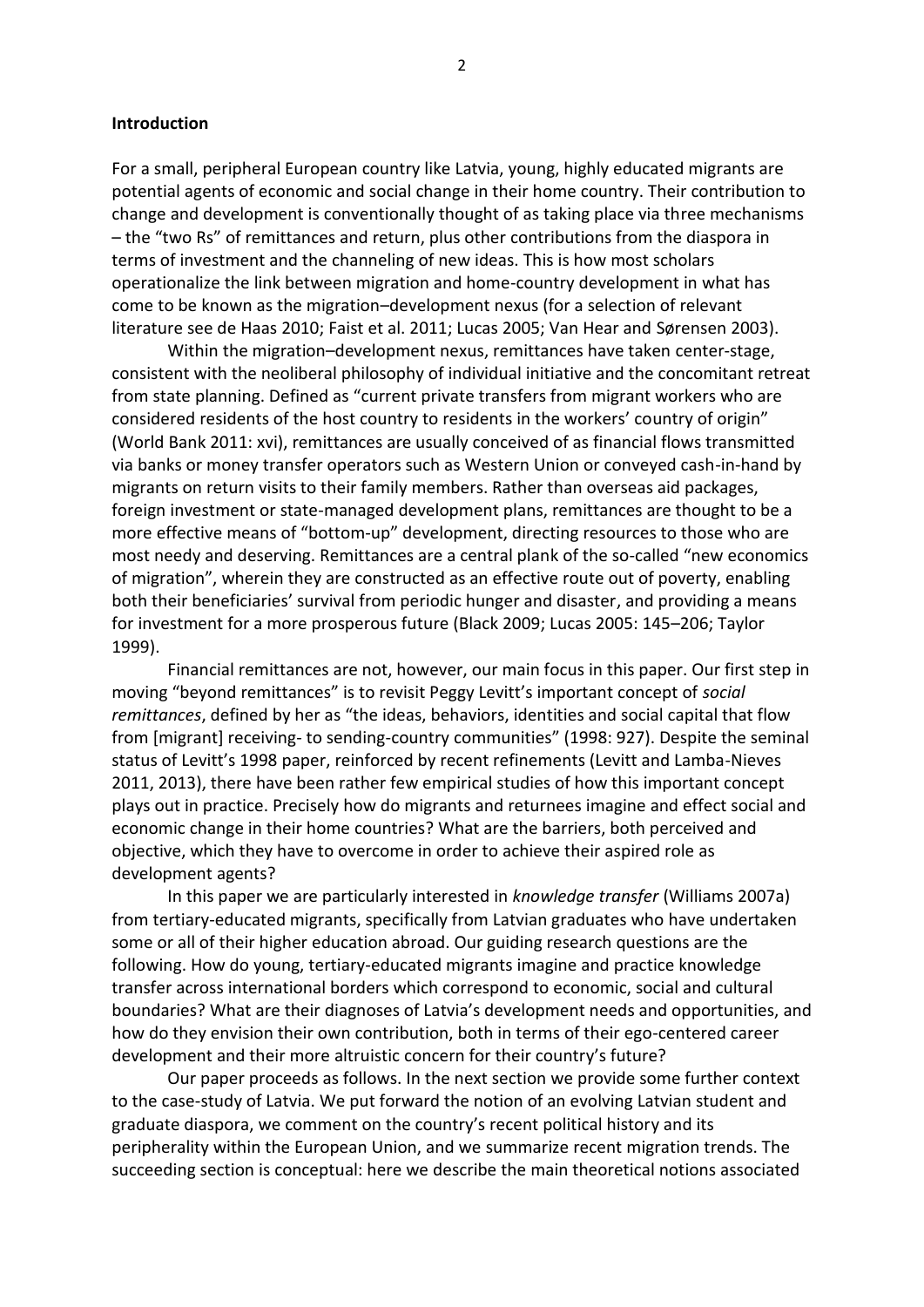**Introduction**

For a small, peripheral European country like Latvia, young, highly educated migrants are potential agents of economic and social change in their home country. Their contribution to change and development is conventionally thought of as taking place via three mechanisms – the "two Rs" of remittances and return, plus other contributions from the diaspora in terms of investment and the channeling of new ideas. This is how most scholars operationalize the link between migration and home-country development in what has come to be known as the migration–development nexus (for a selection of relevant literature see de Haas 2010; Faist et al. 2011; Lucas 2005; Van Hear and Sørensen 2003).

Within the migration–development nexus, remittances have taken center-stage, consistent with the neoliberal philosophy of individual initiative and the concomitant retreat from state planning. Defined as "current private transfers from migrant workers who are considered residents of the host country to residents in the workers' country of origin" (World Bank 2011: xvi), remittances are usually conceived of as financial flows transmitted via banks or money transfer operators such as Western Union or conveyed cash-in-hand by migrants on return visits to their family members. Rather than overseas aid packages, foreign investment or state-managed development plans, remittances are thought to be a more effective means of "bottom-up" development, directing resources to those who are most needy and deserving. Remittances are a central plank of the so-called "new economics of migration", wherein they are constructed as an effective route out of poverty, enabling both their beneficiaries' survival from periodic hunger and disaster, and providing a means for investment for a more prosperous future (Black 2009; Lucas 2005: 145–206; Taylor 1999).

Financial remittances are not, however, our main focus in this paper. Our first step in moving "beyond remittances" is to revisit Peggy Levitt's important concept of *social remittances*, defined by her as "the ideas, behaviors, identities and social capital that flow from [migrant] receiving- to sending-country communities" (1998: 927). Despite the seminal status of Levitt's 1998 paper, reinforced by recent refinements (Levitt and Lamba-Nieves 2011, 2013), there have been rather few empirical studies of how this important concept plays out in practice. Precisely how do migrants and returnees imagine and effect social and economic change in their home countries? What are the barriers, both perceived and objective, which they have to overcome in order to achieve their aspired role as development agents?

In this paper we are particularly interested in *knowledge transfer* (Williams 2007a) from tertiary-educated migrants, specifically from Latvian graduates who have undertaken some or all of their higher education abroad. Our guiding research questions are the following. How do young, tertiary-educated migrants imagine and practice knowledge transfer across international borders which correspond to economic, social and cultural boundaries? What are their diagnoses of Latvia's development needs and opportunities, and how do they envision their own contribution, both in terms of their ego-centered career development and their more altruistic concern for their country's future?

Our paper proceeds as follows. In the next section we provide some further context to the case-study of Latvia. We put forward the notion of an evolving Latvian student and graduate diaspora, we comment on the country's recent political history and its peripherality within the European Union, and we summarize recent migration trends. The succeeding section is conceptual: here we describe the main theoretical notions associated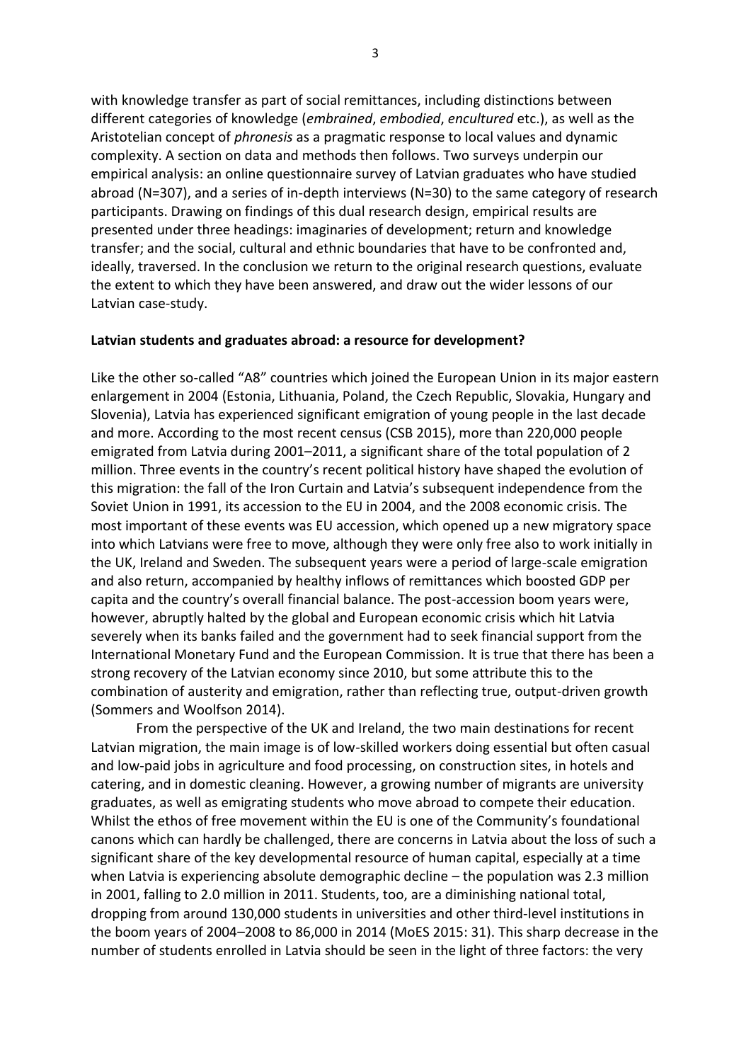with knowledge transfer as part of social remittances, including distinctions between different categories of knowledge (*embrained*, *embodied*, *encultured* etc.), as well as the Aristotelian concept of *phronesis* as a pragmatic response to local values and dynamic complexity. A section on data and methods then follows. Two surveys underpin our empirical analysis: an online questionnaire survey of Latvian graduates who have studied abroad (N=307), and a series of in-depth interviews (N=30) to the same category of research participants. Drawing on findings of this dual research design, empirical results are presented under three headings: imaginaries of development; return and knowledge transfer; and the social, cultural and ethnic boundaries that have to be confronted and, ideally, traversed. In the conclusion we return to the original research questions, evaluate the extent to which they have been answered, and draw out the wider lessons of our Latvian case-study.

**Latvian students and graduates abroad: a resource for development?**

Like the other so-called "A8" countries which joined the European Union in its major eastern enlargement in 2004 (Estonia, Lithuania, Poland, the Czech Republic, Slovakia, Hungary and Slovenia), Latvia has experienced significant emigration of young people in the last decade and more. According to the most recent census (CSB 2015), more than 220,000 people emigrated from Latvia during 2001–2011, a significant share of the total population of 2 million. Three events in the country's recent political history have shaped the evolution of this migration: the fall of the Iron Curtain and Latvia's subsequent independence from the Soviet Union in 1991, its accession to the EU in 2004, and the 2008 economic crisis. The most important of these events was EU accession, which opened up a new migratory space into which Latvians were free to move, although they were only free also to work initially in the UK, Ireland and Sweden. The subsequent years were a period of large-scale emigration and also return, accompanied by healthy inflows of remittances which boosted GDP per capita and the country's overall financial balance. The post-accession boom years were, however, abruptly halted by the global and European economic crisis which hit Latvia severely when its banks failed and the government had to seek financial support from the International Monetary Fund and the European Commission. It is true that there has been a strong recovery of the Latvian economy since 2010, but some attribute this to the combination of austerity and emigration, rather than reflecting true, output-driven growth (Sommers and Woolfson 2014).

From the perspective of the UK and Ireland, the two main destinations for recent Latvian migration, the main image is of low-skilled workers doing essential but often casual and low-paid jobs in agriculture and food processing, on construction sites, in hotels and catering, and in domestic cleaning. However, a growing number of migrants are university graduates, as well as emigrating students who move abroad to compete their education. Whilst the ethos of free movement within the EU is one of the Community's foundational canons which can hardly be challenged, there are concerns in Latvia about the loss of such a significant share of the key developmental resource of human capital, especially at a time when Latvia is experiencing absolute demographic decline – the population was 2.3 million in 2001, falling to 2.0 million in 2011. Students, too, are a diminishing national total, dropping from around 130,000 students in universities and other third-level institutions in the boom years of 2004–2008 to 86,000 in 2014 (MoES 2015: 31). This sharp decrease in the number of students enrolled in Latvia should be seen in the light of three factors: the very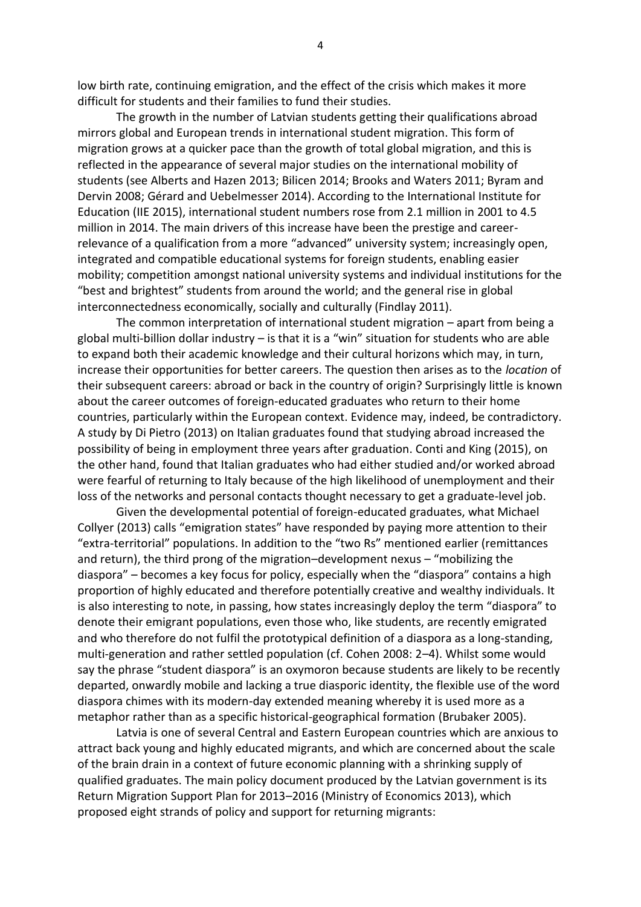low birth rate, continuing emigration, and the effect of the crisis which makes it more difficult for students and their families to fund their studies.

The growth in the number of Latvian students getting their qualifications abroad mirrors global and European trends in international student migration. This form of migration grows at a quicker pace than the growth of total global migration, and this is reflected in the appearance of several major studies on the international mobility of students (see Alberts and Hazen 2013; Bilicen 2014; Brooks and Waters 2011; Byram and Dervin 2008; Gérard and Uebelmesser 2014). According to the International Institute for Education (IIE 2015), international student numbers rose from 2.1 million in 2001 to 4.5 million in 2014. The main drivers of this increase have been the prestige and career-relevance of a qualification from a more "advanced" university system; increasingly open, integrated and compatible educational systems for foreign students, enabling easier mobility; competition amongst national university systems and individual institutions for the "best and brightest" students from around the world; and the general rise in global interconnectedness economically, socially and culturally (Findlay 2011).

The common interpretation of international student migration – apart from being a global multi-billion dollar industry – is that it is a "win" situation for students who are able to expand both their academic knowledge and their cultural horizons which may, in turn, increase their opportunities for better careers. The question then arises as to the *location* of their subsequent careers: abroad or back in the country of origin? Surprisingly little is known about the career outcomes of foreign-educated graduates who return to their home countries, particularly within the European context. Evidence may, indeed, be contradictory. A study by Di Pietro (2013) on Italian graduates found that studying abroad increased the possibility of being in employment three years after graduation. Conti and King (2015), on the other hand, found that Italian graduates who had either studied and/or worked abroad were fearful of returning to Italy because of the high likelihood of unemployment and their loss of the networks and personal contacts thought necessary to get a graduate-level job.

Given the developmental potential of foreign-educated graduates, what Michael Collyer (2013) calls "emigration states" have responded by paying more attention to their "extra-territorial" populations. In addition to the "two Rs" mentioned earlier (remittances and return), the third prong of the migration–development nexus – "mobilizing the diaspora" – becomes a key focus for policy, especially when the "diaspora" contains a high proportion of highly educated and therefore potentially creative and wealthy individuals. It is also interesting to note, in passing, how states increasingly deploy the term "diaspora" to denote their emigrant populations, even those who, like students, are recently emigrated and who therefore do not fulfil the prototypical definition of a diaspora as a long-standing, multi-generation and rather settled population (cf. Cohen 2008: 2–4). Whilst some would say the phrase "student diaspora" is an oxymoron because students are likely to be recently departed, onwardly mobile and lacking a true diasporic identity, the flexible use of the word diaspora chimes with its modern-day extended meaning whereby it is used more as a metaphor rather than as a specific historical-geographical formation (Brubaker 2005).

Latvia is one of several Central and Eastern European countries which are anxious to attract back young and highly educated migrants, and which are concerned about the scale of the brain drain in a context of future economic planning with a shrinking supply of qualified graduates. The main policy document produced by the Latvian government is its Return Migration Support Plan for 2013–2016 (Ministry of Economics 2013), which proposed eight strands of policy and support for returning migrants: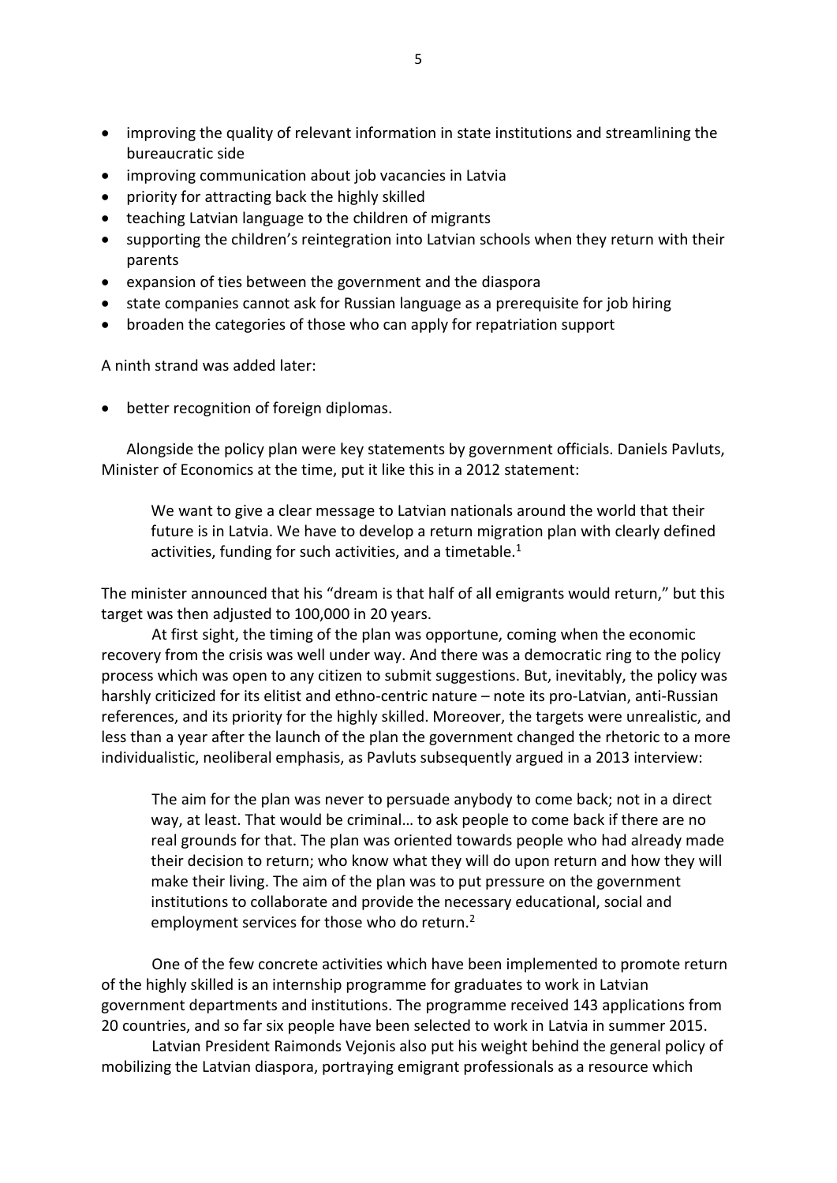- improving the quality of relevant information in state institutions and streamlining the bureaucratic side
- improving communication about job vacancies in Latvia
- priority for attracting back the highly skilled
- teaching Latvian language to the children of migrants
- supporting the children's reintegration into Latvian schools when they return with their parents
- expansion of ties between the government and the diaspora
- state companies cannot ask for Russian language as a prerequisite for job hiring
- broaden the categories of those who can apply for repatriation support

A ninth strand was added later:

- better recognition of foreign diplomas.

Alongside the policy plan were key statements by government officials. Daniels Pavluts, Minister of Economics at the time, put it like this in a 2012 statement:

> We want to give a clear message to Latvian nationals around the world that their future is in Latvia. We have to develop a return migration plan with clearly defined activities, funding for such activities, and a timetable.[1]

The minister announced that his "dream is that half of all emigrants would return," but this target was then adjusted to 100,000 in 20 years.

At first sight, the timing of the plan was opportune, coming when the economic recovery from the crisis was well under way. And there was a democratic ring to the policy process which was open to any citizen to submit suggestions. But, inevitably, the policy was harshly criticized for its elitist and ethno-centric nature – note its pro-Latvian, anti-Russian references, and its priority for the highly skilled. Moreover, the targets were unrealistic, and less than a year after the launch of the plan the government changed the rhetoric to a more individualistic, neoliberal emphasis, as Pavluts subsequently argued in a 2013 interview:

> The aim for the plan was never to persuade anybody to come back; not in a direct way, at least. That would be criminal… to ask people to come back if there are no real grounds for that. The plan was oriented towards people who had already made their decision to return; who know what they will do upon return and how they will make their living. The aim of the plan was to put pressure on the government institutions to collaborate and provide the necessary educational, social and employment services for those who do return.[2]

One of the few concrete activities which have been implemented to promote return of the highly skilled is an internship programme for graduates to work in Latvian government departments and institutions. The programme received 143 applications from 20 countries, and so far six people have been selected to work in Latvia in summer 2015.

Latvian President Raimonds Vejonis also put his weight behind the general policy of mobilizing the Latvian diaspora, portraying emigrant professionals as a resource which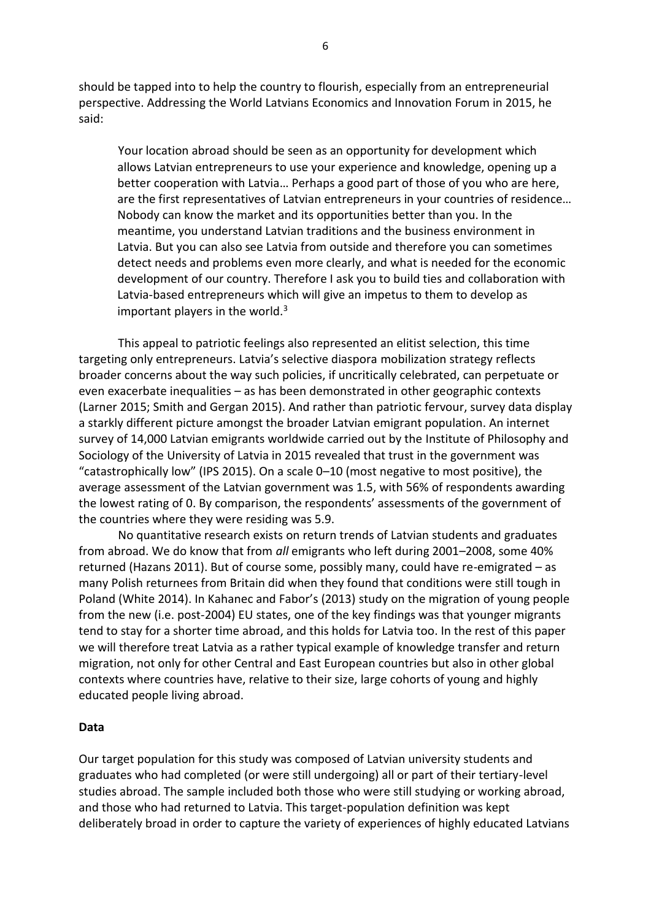should be tapped into to help the country to flourish, especially from an entrepreneurial perspective. Addressing the World Latvians Economics and Innovation Forum in 2015, he said:

> Your location abroad should be seen as an opportunity for development which allows Latvian entrepreneurs to use your experience and knowledge, opening up a better cooperation with Latvia… Perhaps a good part of those of you who are here, are the first representatives of Latvian entrepreneurs in your countries of residence… Nobody can know the market and its opportunities better than you. In the meantime, you understand Latvian traditions and the business environment in Latvia. But you can also see Latvia from outside and therefore you can sometimes detect needs and problems even more clearly, and what is needed for the economic development of our country. Therefore I ask you to build ties and collaboration with Latvia-based entrepreneurs which will give an impetus to them to develop as important players in the world.[3]

This appeal to patriotic feelings also represented an elitist selection, this time targeting only entrepreneurs. Latvia's selective diaspora mobilization strategy reflects broader concerns about the way such policies, if uncritically celebrated, can perpetuate or even exacerbate inequalities – as has been demonstrated in other geographic contexts (Larner 2015; Smith and Gergan 2015). And rather than patriotic fervour, survey data display a starkly different picture amongst the broader Latvian emigrant population. An internet survey of 14,000 Latvian emigrants worldwide carried out by the Institute of Philosophy and Sociology of the University of Latvia in 2015 revealed that trust in the government was "catastrophically low" (IPS 2015). On a scale 0–10 (most negative to most positive), the average assessment of the Latvian government was 1.5, with 56% of respondents awarding the lowest rating of 0. By comparison, the respondents' assessments of the government of the countries where they were residing was 5.9.

No quantitative research exists on return trends of Latvian students and graduates from abroad. We do know that from *all* emigrants who left during 2001–2008, some 40% returned (Hazans 2011). But of course some, possibly many, could have re-emigrated – as many Polish returnees from Britain did when they found that conditions were still tough in Poland (White 2014). In Kahanec and Fabor's (2013) study on the migration of young people from the new (i.e. post-2004) EU states, one of the key findings was that younger migrants tend to stay for a shorter time abroad, and this holds for Latvia too. In the rest of this paper we will therefore treat Latvia as a rather typical example of knowledge transfer and return migration, not only for other Central and East European countries but also in other global contexts where countries have, relative to their size, large cohorts of young and highly educated people living abroad.

## Data

Our target population for this study was composed of Latvian university students and graduates who had completed (or were still undergoing) all or part of their tertiary-level studies abroad. The sample included both those who were still studying or working abroad, and those who had returned to Latvia. This target-population definition was kept deliberately broad in order to capture the variety of experiences of highly educated Latvians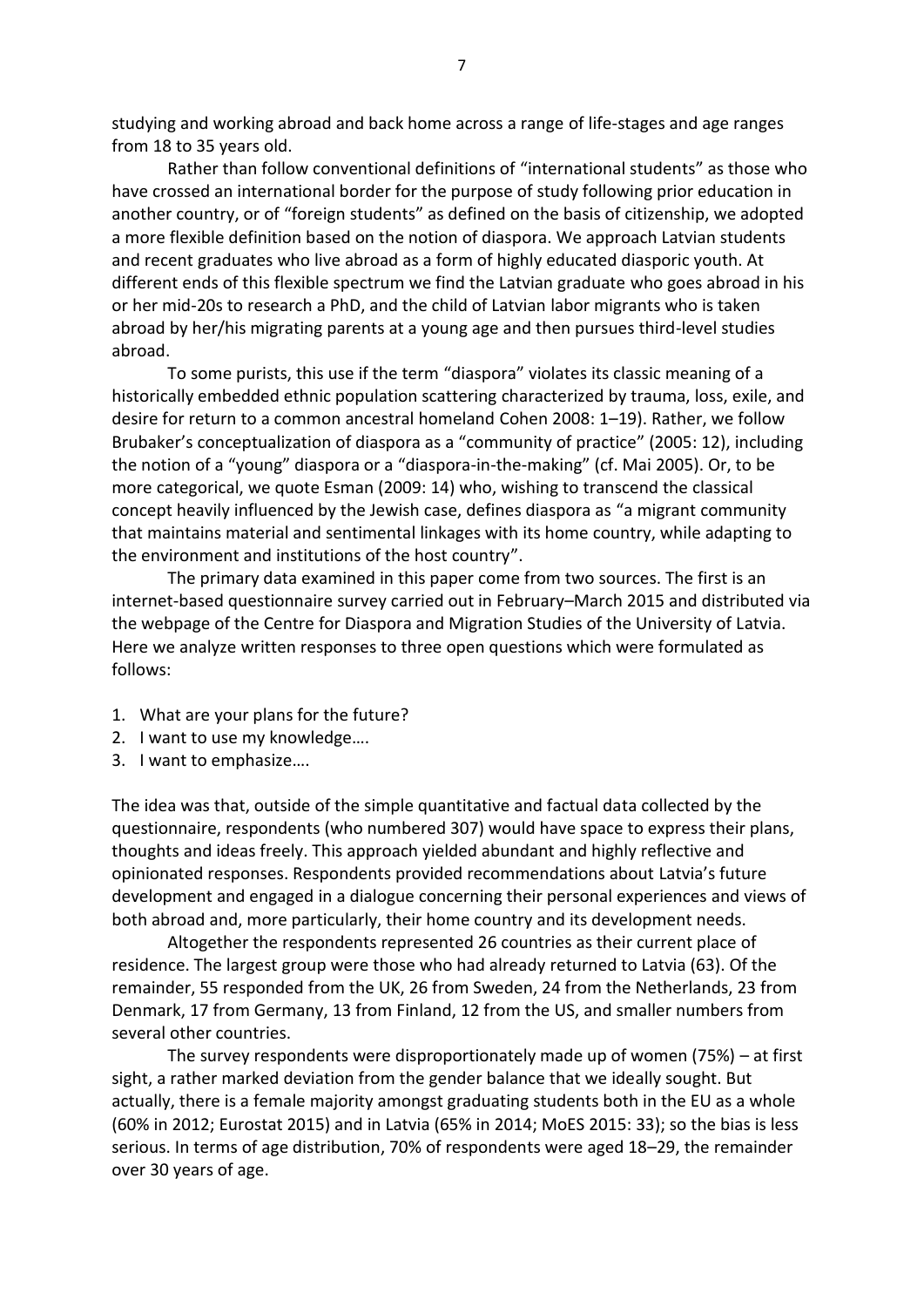studying and working abroad and back home across a range of life-stages and age ranges from 18 to 35 years old.

Rather than follow conventional definitions of "international students" as those who have crossed an international border for the purpose of study following prior education in another country, or of "foreign students" as defined on the basis of citizenship, we adopted a more flexible definition based on the notion of diaspora. We approach Latvian students and recent graduates who live abroad as a form of highly educated diasporic youth. At different ends of this flexible spectrum we find the Latvian graduate who goes abroad in his or her mid-20s to research a PhD, and the child of Latvian labor migrants who is taken abroad by her/his migrating parents at a young age and then pursues third-level studies abroad.

To some purists, this use if the term "diaspora" violates its classic meaning of a historically embedded ethnic population scattering characterized by trauma, loss, exile, and desire for return to a common ancestral homeland Cohen 2008: 1–19). Rather, we follow Brubaker's conceptualization of diaspora as a "community of practice" (2005: 12), including the notion of a "young" diaspora or a "diaspora-in-the-making" (cf. Mai 2005). Or, to be more categorical, we quote Esman (2009: 14) who, wishing to transcend the classical concept heavily influenced by the Jewish case, defines diaspora as "a migrant community that maintains material and sentimental linkages with its home country, while adapting to the environment and institutions of the host country".

The primary data examined in this paper come from two sources. The first is an internet-based questionnaire survey carried out in February–March 2015 and distributed via the webpage of the Centre for Diaspora and Migration Studies of the University of Latvia. Here we analyze written responses to three open questions which were formulated as follows:

1. What are your plans for the future?
2. I want to use my knowledge….
3. I want to emphasize….

The idea was that, outside of the simple quantitative and factual data collected by the questionnaire, respondents (who numbered 307) would have space to express their plans, thoughts and ideas freely. This approach yielded abundant and highly reflective and opinionated responses. Respondents provided recommendations about Latvia's future development and engaged in a dialogue concerning their personal experiences and views of both abroad and, more particularly, their home country and its development needs.

Altogether the respondents represented 26 countries as their current place of residence. The largest group were those who had already returned to Latvia (63). Of the remainder, 55 responded from the UK, 26 from Sweden, 24 from the Netherlands, 23 from Denmark, 17 from Germany, 13 from Finland, 12 from the US, and smaller numbers from several other countries.

The survey respondents were disproportionately made up of women (75%) – at first sight, a rather marked deviation from the gender balance that we ideally sought. But actually, there is a female majority amongst graduating students both in the EU as a whole (60% in 2012; Eurostat 2015) and in Latvia (65% in 2014; MoES 2015: 33); so the bias is less serious. In terms of age distribution, 70% of respondents were aged 18–29, the remainder over 30 years of age.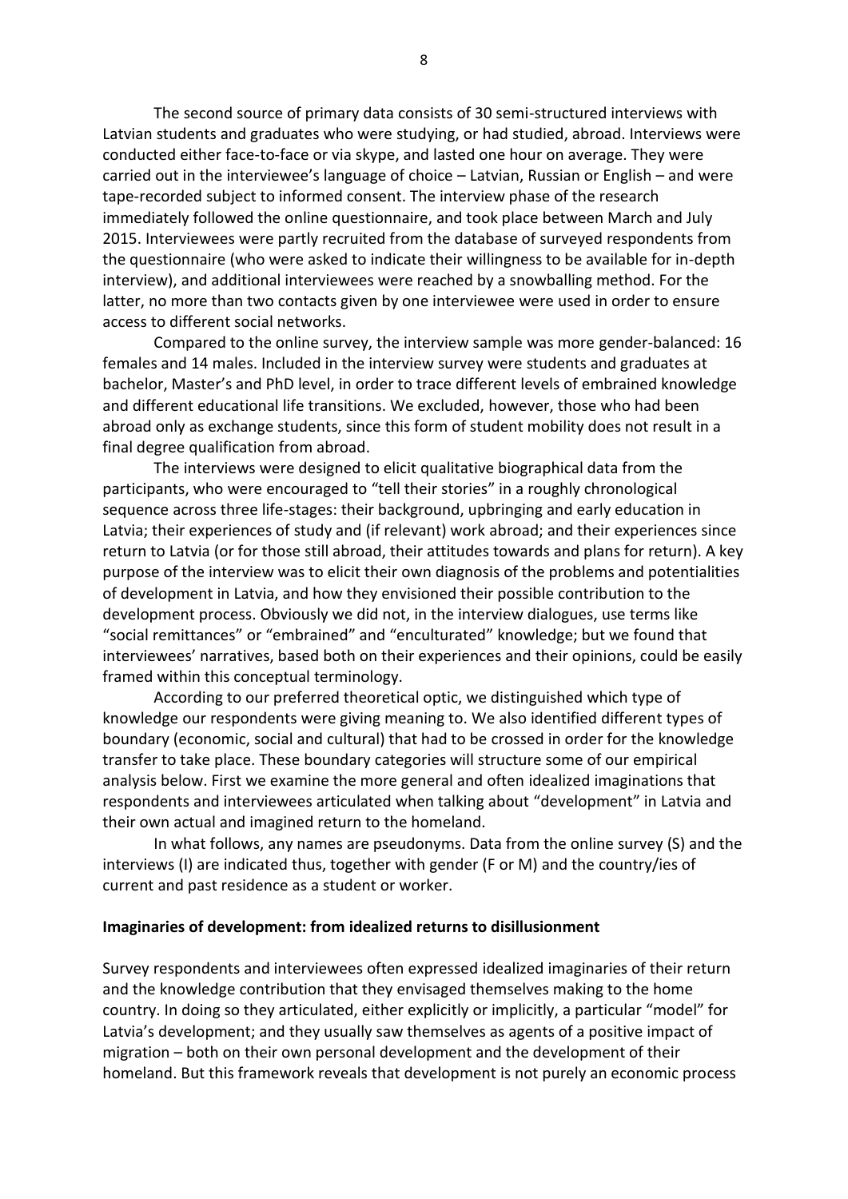The second source of primary data consists of 30 semi-structured interviews with Latvian students and graduates who were studying, or had studied, abroad. Interviews were conducted either face-to-face or via skype, and lasted one hour on average. They were carried out in the interviewee's language of choice – Latvian, Russian or English – and were tape-recorded subject to informed consent. The interview phase of the research immediately followed the online questionnaire, and took place between March and July 2015. Interviewees were partly recruited from the database of surveyed respondents from the questionnaire (who were asked to indicate their willingness to be available for in-depth interview), and additional interviewees were reached by a snowballing method. For the latter, no more than two contacts given by one interviewee were used in order to ensure access to different social networks.

Compared to the online survey, the interview sample was more gender-balanced: 16 females and 14 males. Included in the interview survey were students and graduates at bachelor, Master's and PhD level, in order to trace different levels of embrained knowledge and different educational life transitions. We excluded, however, those who had been abroad only as exchange students, since this form of student mobility does not result in a final degree qualification from abroad.

The interviews were designed to elicit qualitative biographical data from the participants, who were encouraged to "tell their stories" in a roughly chronological sequence across three life-stages: their background, upbringing and early education in Latvia; their experiences of study and (if relevant) work abroad; and their experiences since return to Latvia (or for those still abroad, their attitudes towards and plans for return). A key purpose of the interview was to elicit their own diagnosis of the problems and potentialities of development in Latvia, and how they envisioned their possible contribution to the development process. Obviously we did not, in the interview dialogues, use terms like "social remittances" or "embrained" and "enculturated" knowledge; but we found that interviewees' narratives, based both on their experiences and their opinions, could be easily framed within this conceptual terminology.

According to our preferred theoretical optic, we distinguished which type of knowledge our respondents were giving meaning to. We also identified different types of boundary (economic, social and cultural) that had to be crossed in order for the knowledge transfer to take place. These boundary categories will structure some of our empirical analysis below. First we examine the more general and often idealized imaginations that respondents and interviewees articulated when talking about "development" in Latvia and their own actual and imagined return to the homeland.

In what follows, any names are pseudonyms. Data from the online survey (S) and the interviews (I) are indicated thus, together with gender (F or M) and the country/ies of current and past residence as a student or worker.

## Imaginaries of development: from idealized returns to disillusionment

Survey respondents and interviewees often expressed idealized imaginaries of their return and the knowledge contribution that they envisaged themselves making to the home country. In doing so they articulated, either explicitly or implicitly, a particular "model" for Latvia's development; and they usually saw themselves as agents of a positive impact of migration – both on their own personal development and the development of their homeland. But this framework reveals that development is not purely an economic process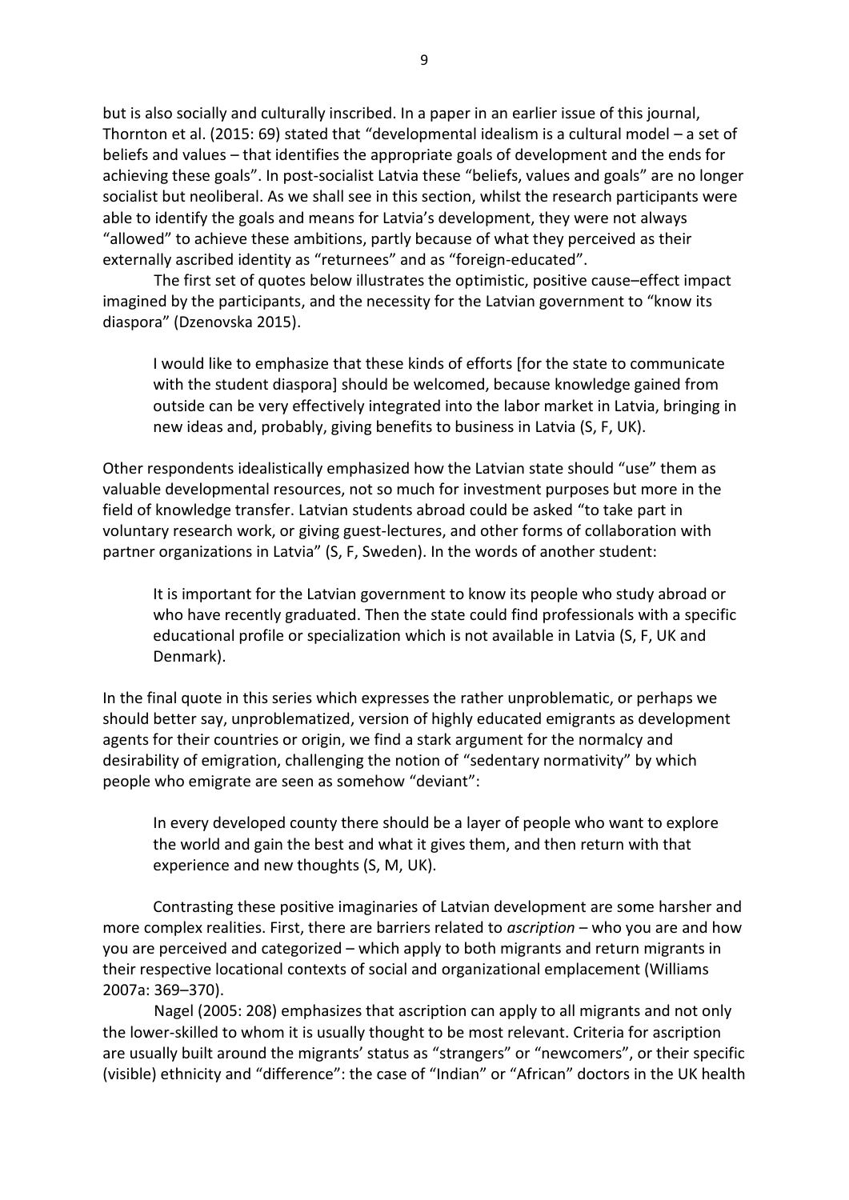but is also socially and culturally inscribed. In a paper in an earlier issue of this journal, Thornton et al. (2015: 69) stated that "developmental idealism is a cultural model – a set of beliefs and values – that identifies the appropriate goals of development and the ends for achieving these goals". In post-socialist Latvia these "beliefs, values and goals" are no longer socialist but neoliberal. As we shall see in this section, whilst the research participants were able to identify the goals and means for Latvia's development, they were not always "allowed" to achieve these ambitions, partly because of what they perceived as their externally ascribed identity as "returnees" and as "foreign-educated".

The first set of quotes below illustrates the optimistic, positive cause–effect impact imagined by the participants, and the necessity for the Latvian government to "know its diaspora" (Dzenovska 2015).

> I would like to emphasize that these kinds of efforts [for the state to communicate with the student diaspora] should be welcomed, because knowledge gained from outside can be very effectively integrated into the labor market in Latvia, bringing in new ideas and, probably, giving benefits to business in Latvia (S, F, UK).

Other respondents idealistically emphasized how the Latvian state should "use" them as valuable developmental resources, not so much for investment purposes but more in the field of knowledge transfer. Latvian students abroad could be asked "to take part in voluntary research work, or giving guest-lectures, and other forms of collaboration with partner organizations in Latvia" (S, F, Sweden). In the words of another student:

> It is important for the Latvian government to know its people who study abroad or who have recently graduated. Then the state could find professionals with a specific educational profile or specialization which is not available in Latvia (S, F, UK and Denmark).

In the final quote in this series which expresses the rather unproblematic, or perhaps we should better say, unproblematized, version of highly educated emigrants as development agents for their countries or origin, we find a stark argument for the normalcy and desirability of emigration, challenging the notion of "sedentary normativity" by which people who emigrate are seen as somehow "deviant":

> In every developed county there should be a layer of people who want to explore the world and gain the best and what it gives them, and then return with that experience and new thoughts (S, M, UK).

Contrasting these positive imaginaries of Latvian development are some harsher and more complex realities. First, there are barriers related to *ascription* – who you are and how you are perceived and categorized – which apply to both migrants and return migrants in their respective locational contexts of social and organizational emplacement (Williams 2007a: 369–370).

Nagel (2005: 208) emphasizes that ascription can apply to all migrants and not only the lower-skilled to whom it is usually thought to be most relevant. Criteria for ascription are usually built around the migrants' status as "strangers" or "newcomers", or their specific (visible) ethnicity and "difference": the case of "Indian" or "African" doctors in the UK health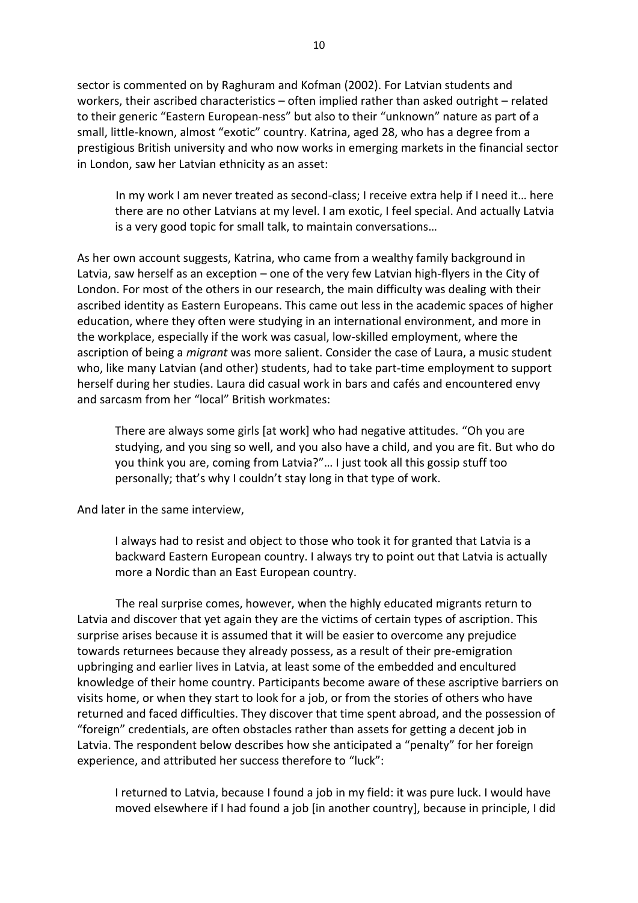sector is commented on by Raghuram and Kofman (2002). For Latvian students and workers, their ascribed characteristics – often implied rather than asked outright – related to their generic "Eastern European-ness" but also to their "unknown" nature as part of a small, little-known, almost "exotic" country. Katrina, aged 28, who has a degree from a prestigious British university and who now works in emerging markets in the financial sector in London, saw her Latvian ethnicity as an asset:

> In my work I am never treated as second-class; I receive extra help if I need it… here there are no other Latvians at my level. I am exotic, I feel special. And actually Latvia is a very good topic for small talk, to maintain conversations…

As her own account suggests, Katrina, who came from a wealthy family background in Latvia, saw herself as an exception – one of the very few Latvian high-flyers in the City of London. For most of the others in our research, the main difficulty was dealing with their ascribed identity as Eastern Europeans. This came out less in the academic spaces of higher education, where they often were studying in an international environment, and more in the workplace, especially if the work was casual, low-skilled employment, where the ascription of being a *migrant* was more salient. Consider the case of Laura, a music student who, like many Latvian (and other) students, had to take part-time employment to support herself during her studies. Laura did casual work in bars and cafés and encountered envy and sarcasm from her "local" British workmates:

> There are always some girls [at work] who had negative attitudes. "Oh you are studying, and you sing so well, and you also have a child, and you are fit. But who do you think you are, coming from Latvia?"… I just took all this gossip stuff too personally; that's why I couldn't stay long in that type of work.

And later in the same interview,

> I always had to resist and object to those who took it for granted that Latvia is a backward Eastern European country. I always try to point out that Latvia is actually more a Nordic than an East European country.

The real surprise comes, however, when the highly educated migrants return to Latvia and discover that yet again they are the victims of certain types of ascription. This surprise arises because it is assumed that it will be easier to overcome any prejudice towards returnees because they already possess, as a result of their pre-emigration upbringing and earlier lives in Latvia, at least some of the embedded and encultured knowledge of their home country. Participants become aware of these ascriptive barriers on visits home, or when they start to look for a job, or from the stories of others who have returned and faced difficulties. They discover that time spent abroad, and the possession of "foreign" credentials, are often obstacles rather than assets for getting a decent job in Latvia. The respondent below describes how she anticipated a "penalty" for her foreign experience, and attributed her success therefore to "luck":

> I returned to Latvia, because I found a job in my field: it was pure luck. I would have moved elsewhere if I had found a job [in another country], because in principle, I did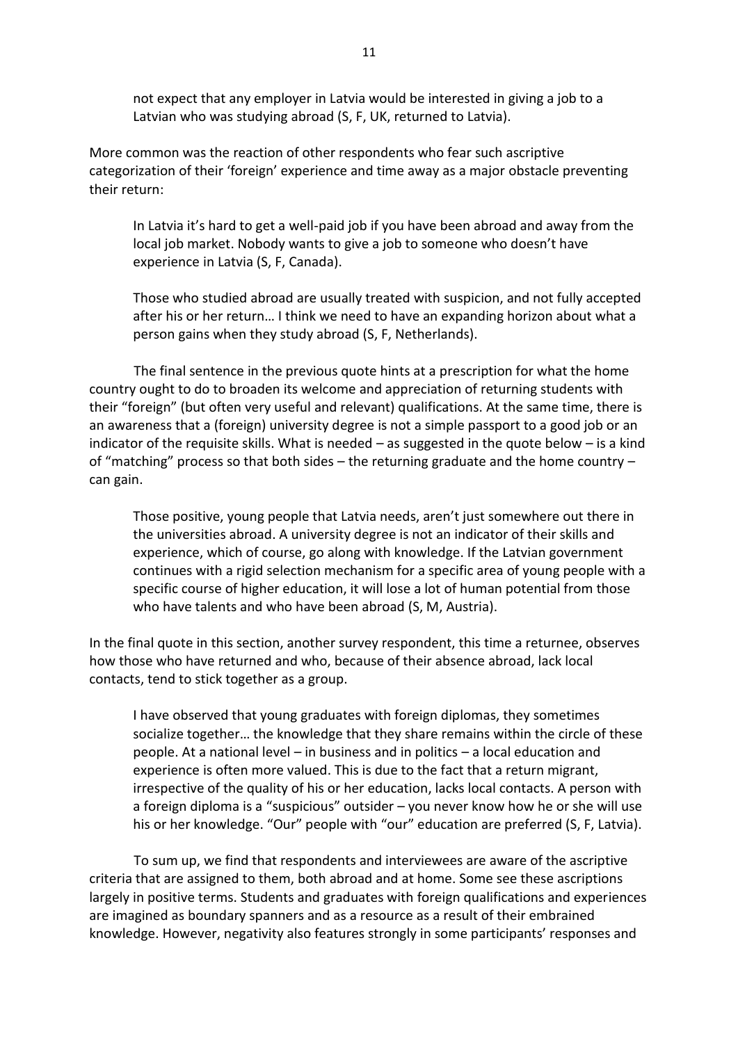> not expect that any employer in Latvia would be interested in giving a job to a Latvian who was studying abroad (S, F, UK, returned to Latvia).

More common was the reaction of other respondents who fear such ascriptive categorization of their 'foreign' experience and time away as a major obstacle preventing their return:

> In Latvia it's hard to get a well-paid job if you have been abroad and away from the local job market. Nobody wants to give a job to someone who doesn't have experience in Latvia (S, F, Canada).

> Those who studied abroad are usually treated with suspicion, and not fully accepted after his or her return… I think we need to have an expanding horizon about what a person gains when they study abroad (S, F, Netherlands).

The final sentence in the previous quote hints at a prescription for what the home country ought to do to broaden its welcome and appreciation of returning students with their "foreign" (but often very useful and relevant) qualifications. At the same time, there is an awareness that a (foreign) university degree is not a simple passport to a good job or an indicator of the requisite skills. What is needed – as suggested in the quote below – is a kind of "matching" process so that both sides – the returning graduate and the home country – can gain.

> Those positive, young people that Latvia needs, aren't just somewhere out there in the universities abroad. A university degree is not an indicator of their skills and experience, which of course, go along with knowledge. If the Latvian government continues with a rigid selection mechanism for a specific area of young people with a specific course of higher education, it will lose a lot of human potential from those who have talents and who have been abroad (S, M, Austria).

In the final quote in this section, another survey respondent, this time a returnee, observes how those who have returned and who, because of their absence abroad, lack local contacts, tend to stick together as a group.

> I have observed that young graduates with foreign diplomas, they sometimes socialize together… the knowledge that they share remains within the circle of these people. At a national level – in business and in politics – a local education and experience is often more valued. This is due to the fact that a return migrant, irrespective of the quality of his or her education, lacks local contacts. A person with a foreign diploma is a "suspicious" outsider – you never know how he or she will use his or her knowledge. "Our" people with "our" education are preferred (S, F, Latvia).

To sum up, we find that respondents and interviewees are aware of the ascriptive criteria that are assigned to them, both abroad and at home. Some see these ascriptions largely in positive terms. Students and graduates with foreign qualifications and experiences are imagined as boundary spanners and as a resource as a result of their embrained knowledge. However, negativity also features strongly in some participants' responses and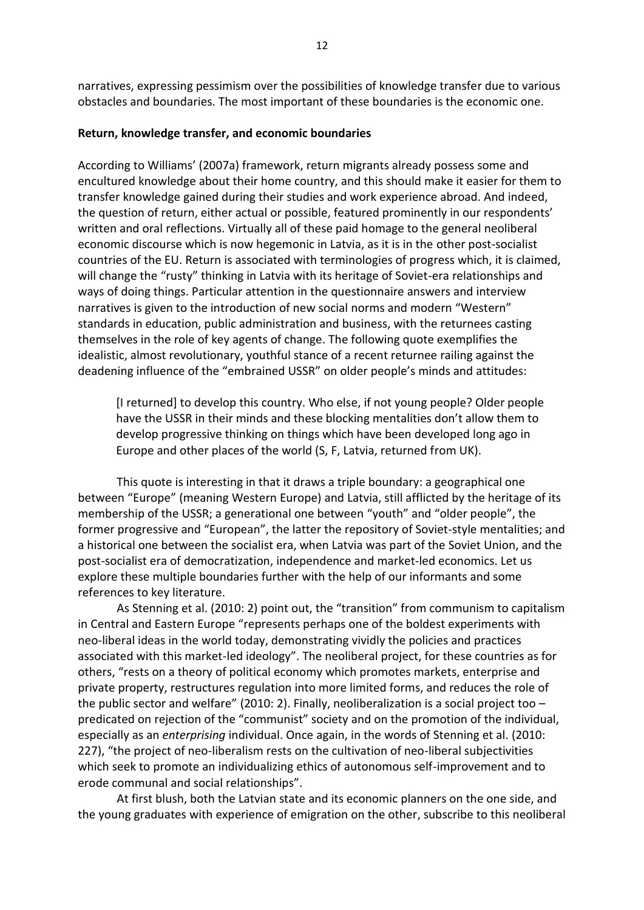narratives, expressing pessimism over the possibilities of knowledge transfer due to various obstacles and boundaries. The most important of these boundaries is the economic one.

**Return, knowledge transfer, and economic boundaries**

According to Williams' (2007a) framework, return migrants already possess some and encultured knowledge about their home country, and this should make it easier for them to transfer knowledge gained during their studies and work experience abroad. And indeed, the question of return, either actual or possible, featured prominently in our respondents' written and oral reflections. Virtually all of these paid homage to the general neoliberal economic discourse which is now hegemonic in Latvia, as it is in the other post-socialist countries of the EU. Return is associated with terminologies of progress which, it is claimed, will change the "rusty" thinking in Latvia with its heritage of Soviet-era relationships and ways of doing things. Particular attention in the questionnaire answers and interview narratives is given to the introduction of new social norms and modern "Western" standards in education, public administration and business, with the returnees casting themselves in the role of key agents of change. The following quote exemplifies the idealistic, almost revolutionary, youthful stance of a recent returnee railing against the deadening influence of the "embrained USSR" on older people's minds and attitudes:

> [I returned] to develop this country. Who else, if not young people? Older people have the USSR in their minds and these blocking mentalities don't allow them to develop progressive thinking on things which have been developed long ago in Europe and other places of the world (S, F, Latvia, returned from UK).

This quote is interesting in that it draws a triple boundary: a geographical one between "Europe" (meaning Western Europe) and Latvia, still afflicted by the heritage of its membership of the USSR; a generational one between "youth" and "older people", the former progressive and "European", the latter the repository of Soviet-style mentalities; and a historical one between the socialist era, when Latvia was part of the Soviet Union, and the post-socialist era of democratization, independence and market-led economics. Let us explore these multiple boundaries further with the help of our informants and some references to key literature.

As Stenning et al. (2010: 2) point out, the "transition" from communism to capitalism in Central and Eastern Europe "represents perhaps one of the boldest experiments with neo-liberal ideas in the world today, demonstrating vividly the policies and practices associated with this market-led ideology". The neoliberal project, for these countries as for others, "rests on a theory of political economy which promotes markets, enterprise and private property, restructures regulation into more limited forms, and reduces the role of the public sector and welfare" (2010: 2). Finally, neoliberalization is a social project too – predicated on rejection of the "communist" society and on the promotion of the individual, especially as an *enterprising* individual. Once again, in the words of Stenning et al. (2010: 227), "the project of neo-liberalism rests on the cultivation of neo-liberal subjectivities which seek to promote an individualizing ethics of autonomous self-improvement and to erode communal and social relationships".

At first blush, both the Latvian state and its economic planners on the one side, and the young graduates with experience of emigration on the other, subscribe to this neoliberal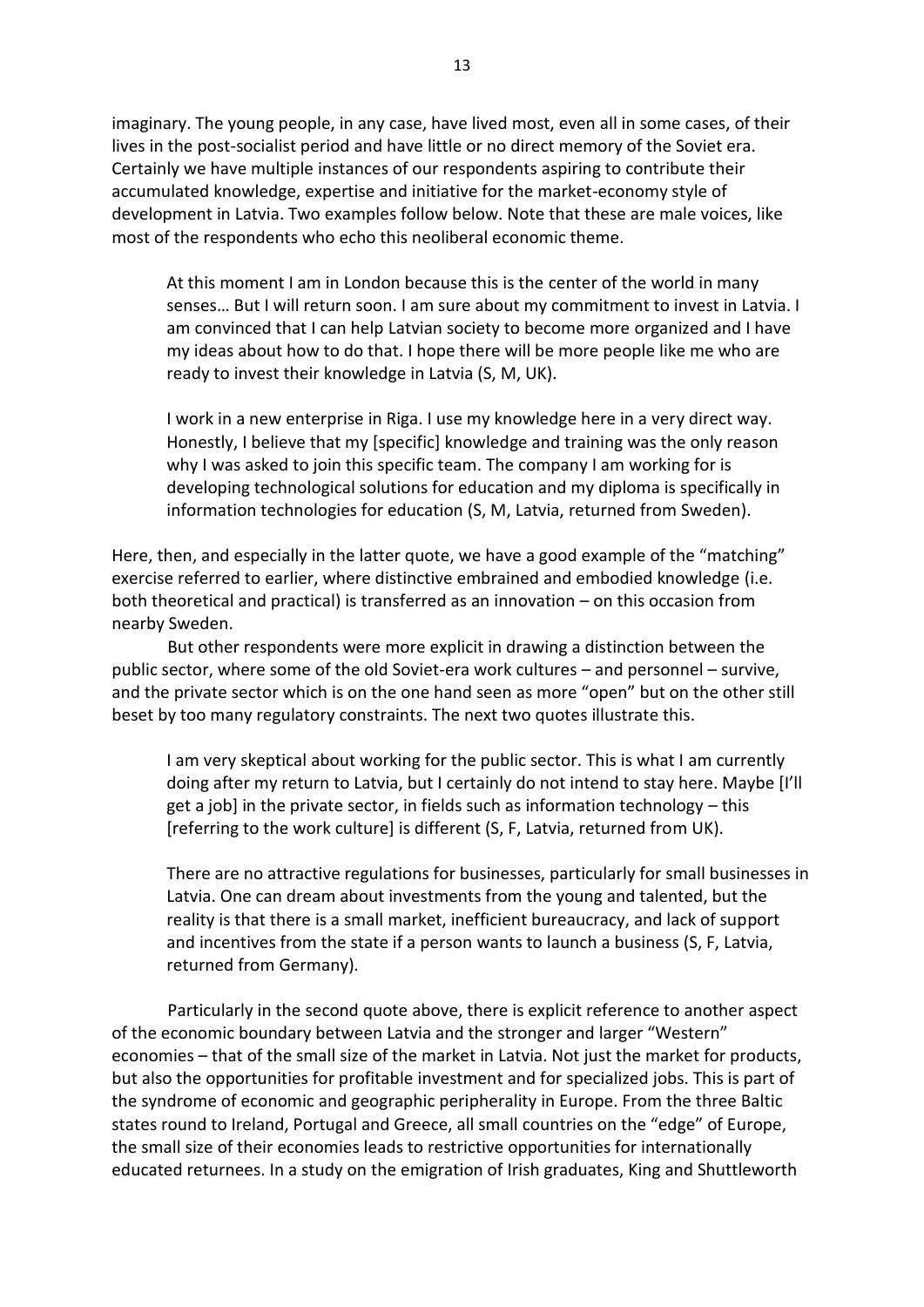imaginary. The young people, in any case, have lived most, even all in some cases, of their lives in the post-socialist period and have little or no direct memory of the Soviet era. Certainly we have multiple instances of our respondents aspiring to contribute their accumulated knowledge, expertise and initiative for the market-economy style of development in Latvia. Two examples follow below. Note that these are male voices, like most of the respondents who echo this neoliberal economic theme.

> At this moment I am in London because this is the center of the world in many senses… But I will return soon. I am sure about my commitment to invest in Latvia. I am convinced that I can help Latvian society to become more organized and I have my ideas about how to do that. I hope there will be more people like me who are ready to invest their knowledge in Latvia (S, M, UK).

> I work in a new enterprise in Riga. I use my knowledge here in a very direct way. Honestly, I believe that my [specific] knowledge and training was the only reason why I was asked to join this specific team. The company I am working for is developing technological solutions for education and my diploma is specifically in information technologies for education (S, M, Latvia, returned from Sweden).

Here, then, and especially in the latter quote, we have a good example of the "matching" exercise referred to earlier, where distinctive embrained and embodied knowledge (i.e. both theoretical and practical) is transferred as an innovation – on this occasion from nearby Sweden.

But other respondents were more explicit in drawing a distinction between the public sector, where some of the old Soviet-era work cultures – and personnel – survive, and the private sector which is on the one hand seen as more "open" but on the other still beset by too many regulatory constraints. The next two quotes illustrate this.

> I am very skeptical about working for the public sector. This is what I am currently doing after my return to Latvia, but I certainly do not intend to stay here. Maybe [I'll get a job] in the private sector, in fields such as information technology – this [referring to the work culture] is different (S, F, Latvia, returned from UK).

> There are no attractive regulations for businesses, particularly for small businesses in Latvia. One can dream about investments from the young and talented, but the reality is that there is a small market, inefficient bureaucracy, and lack of support and incentives from the state if a person wants to launch a business (S, F, Latvia, returned from Germany).

Particularly in the second quote above, there is explicit reference to another aspect of the economic boundary between Latvia and the stronger and larger "Western" economies – that of the small size of the market in Latvia. Not just the market for products, but also the opportunities for profitable investment and for specialized jobs. This is part of the syndrome of economic and geographic peripherality in Europe. From the three Baltic states round to Ireland, Portugal and Greece, all small countries on the "edge" of Europe, the small size of their economies leads to restrictive opportunities for internationally educated returnees. In a study on the emigration of Irish graduates, King and Shuttleworth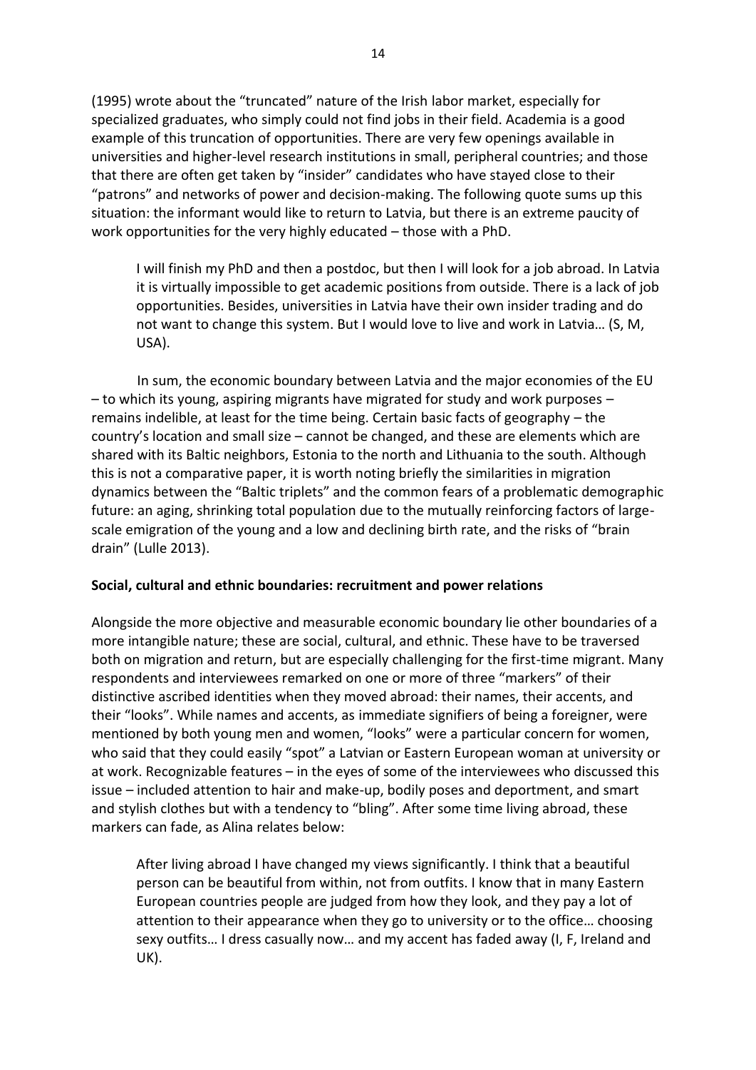(1995) wrote about the "truncated" nature of the Irish labor market, especially for specialized graduates, who simply could not find jobs in their field. Academia is a good example of this truncation of opportunities. There are very few openings available in universities and higher-level research institutions in small, peripheral countries; and those that there are often get taken by "insider" candidates who have stayed close to their "patrons" and networks of power and decision-making. The following quote sums up this situation: the informant would like to return to Latvia, but there is an extreme paucity of work opportunities for the very highly educated – those with a PhD.

> I will finish my PhD and then a postdoc, but then I will look for a job abroad. In Latvia it is virtually impossible to get academic positions from outside. There is a lack of job opportunities. Besides, universities in Latvia have their own insider trading and do not want to change this system. But I would love to live and work in Latvia… (S, M, USA).

In sum, the economic boundary between Latvia and the major economies of the EU – to which its young, aspiring migrants have migrated for study and work purposes – remains indelible, at least for the time being. Certain basic facts of geography – the country's location and small size – cannot be changed, and these are elements which are shared with its Baltic neighbors, Estonia to the north and Lithuania to the south. Although this is not a comparative paper, it is worth noting briefly the similarities in migration dynamics between the "Baltic triplets" and the common fears of a problematic demographic future: an aging, shrinking total population due to the mutually reinforcing factors of large-scale emigration of the young and a low and declining birth rate, and the risks of "brain drain" (Lulle 2013).

**Social, cultural and ethnic boundaries: recruitment and power relations**

Alongside the more objective and measurable economic boundary lie other boundaries of a more intangible nature; these are social, cultural, and ethnic. These have to be traversed both on migration and return, but are especially challenging for the first-time migrant. Many respondents and interviewees remarked on one or more of three "markers" of their distinctive ascribed identities when they moved abroad: their names, their accents, and their "looks". While names and accents, as immediate signifiers of being a foreigner, were mentioned by both young men and women, "looks" were a particular concern for women, who said that they could easily "spot" a Latvian or Eastern European woman at university or at work. Recognizable features – in the eyes of some of the interviewees who discussed this issue – included attention to hair and make-up, bodily poses and deportment, and smart and stylish clothes but with a tendency to "bling". After some time living abroad, these markers can fade, as Alina relates below:

> After living abroad I have changed my views significantly. I think that a beautiful person can be beautiful from within, not from outfits. I know that in many Eastern European countries people are judged from how they look, and they pay a lot of attention to their appearance when they go to university or to the office… choosing sexy outfits… I dress casually now… and my accent has faded away (I, F, Ireland and UK).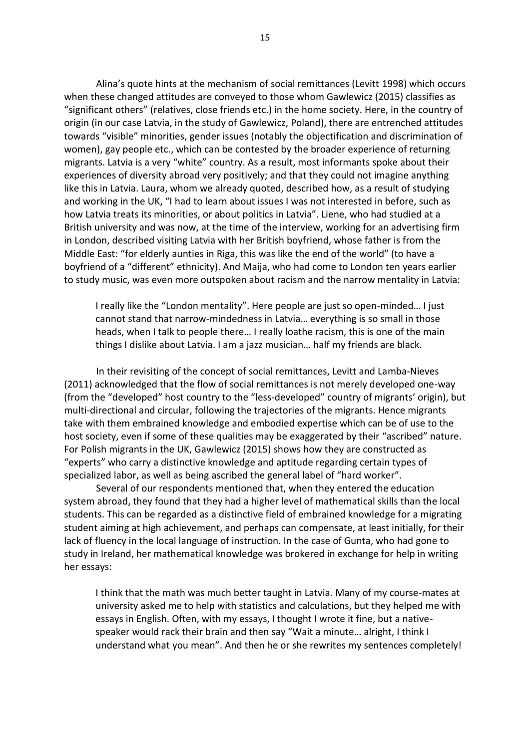Alina's quote hints at the mechanism of social remittances (Levitt 1998) which occurs when these changed attitudes are conveyed to those whom Gawlewicz (2015) classifies as "significant others" (relatives, close friends etc.) in the home society. Here, in the country of origin (in our case Latvia, in the study of Gawlewicz, Poland), there are entrenched attitudes towards "visible" minorities, gender issues (notably the objectification and discrimination of women), gay people etc., which can be contested by the broader experience of returning migrants. Latvia is a very "white" country. As a result, most informants spoke about their experiences of diversity abroad very positively; and that they could not imagine anything like this in Latvia. Laura, whom we already quoted, described how, as a result of studying and working in the UK, "I had to learn about issues I was not interested in before, such as how Latvia treats its minorities, or about politics in Latvia". Liene, who had studied at a British university and was now, at the time of the interview, working for an advertising firm in London, described visiting Latvia with her British boyfriend, whose father is from the Middle East: "for elderly aunties in Riga, this was like the end of the world" (to have a boyfriend of a "different" ethnicity). And Maija, who had come to London ten years earlier to study music, was even more outspoken about racism and the narrow mentality in Latvia:

> I really like the "London mentality". Here people are just so open-minded… I just cannot stand that narrow-mindedness in Latvia… everything is so small in those heads, when I talk to people there… I really loathe racism, this is one of the main things I dislike about Latvia. I am a jazz musician… half my friends are black.

In their revisiting of the concept of social remittances, Levitt and Lamba-Nieves (2011) acknowledged that the flow of social remittances is not merely developed one-way (from the "developed" host country to the "less-developed" country of migrants' origin), but multi-directional and circular, following the trajectories of the migrants. Hence migrants take with them embrained knowledge and embodied expertise which can be of use to the host society, even if some of these qualities may be exaggerated by their "ascribed" nature. For Polish migrants in the UK, Gawlewicz (2015) shows how they are constructed as "experts" who carry a distinctive knowledge and aptitude regarding certain types of specialized labor, as well as being ascribed the general label of "hard worker".

Several of our respondents mentioned that, when they entered the education system abroad, they found that they had a higher level of mathematical skills than the local students. This can be regarded as a distinctive field of embrained knowledge for a migrating student aiming at high achievement, and perhaps can compensate, at least initially, for their lack of fluency in the local language of instruction. In the case of Gunta, who had gone to study in Ireland, her mathematical knowledge was brokered in exchange for help in writing her essays:

> I think that the math was much better taught in Latvia. Many of my course-mates at university asked me to help with statistics and calculations, but they helped me with essays in English. Often, with my essays, I thought I wrote it fine, but a native-speaker would rack their brain and then say "Wait a minute… alright, I think I understand what you mean". And then he or she rewrites my sentences completely!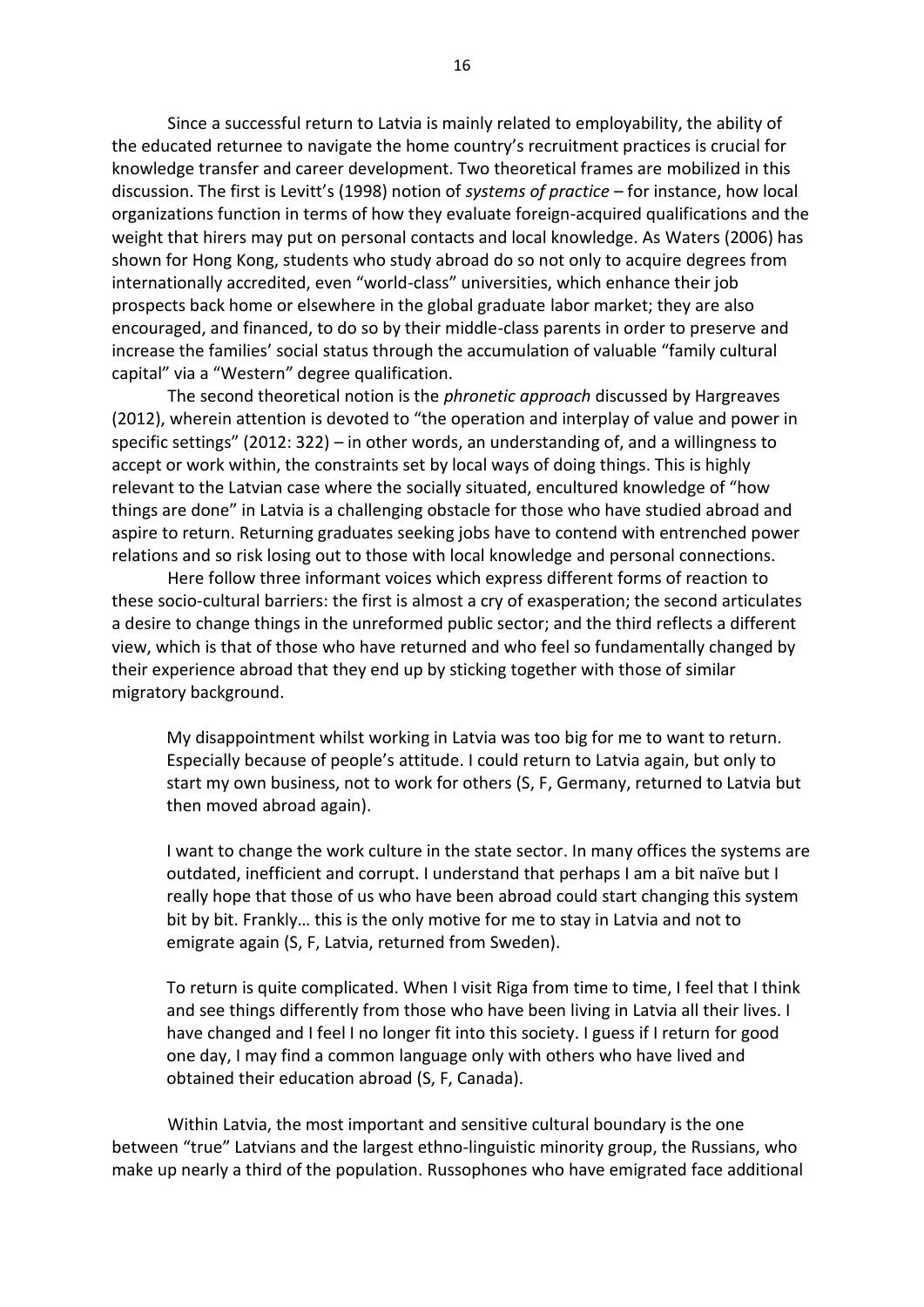Since a successful return to Latvia is mainly related to employability, the ability of the educated returnee to navigate the home country's recruitment practices is crucial for knowledge transfer and career development. Two theoretical frames are mobilized in this discussion. The first is Levitt's (1998) notion of *systems of practice* – for instance, how local organizations function in terms of how they evaluate foreign-acquired qualifications and the weight that hirers may put on personal contacts and local knowledge. As Waters (2006) has shown for Hong Kong, students who study abroad do so not only to acquire degrees from internationally accredited, even "world-class" universities, which enhance their job prospects back home or elsewhere in the global graduate labor market; they are also encouraged, and financed, to do so by their middle-class parents in order to preserve and increase the families' social status through the accumulation of valuable "family cultural capital" via a "Western" degree qualification.

The second theoretical notion is the *phronetic approach* discussed by Hargreaves (2012), wherein attention is devoted to "the operation and interplay of value and power in specific settings" (2012: 322) – in other words, an understanding of, and a willingness to accept or work within, the constraints set by local ways of doing things. This is highly relevant to the Latvian case where the socially situated, encultured knowledge of "how things are done" in Latvia is a challenging obstacle for those who have studied abroad and aspire to return. Returning graduates seeking jobs have to contend with entrenched power relations and so risk losing out to those with local knowledge and personal connections.

Here follow three informant voices which express different forms of reaction to these socio-cultural barriers: the first is almost a cry of exasperation; the second articulates a desire to change things in the unreformed public sector; and the third reflects a different view, which is that of those who have returned and who feel so fundamentally changed by their experience abroad that they end up by sticking together with those of similar migratory background.

> My disappointment whilst working in Latvia was too big for me to want to return. Especially because of people's attitude. I could return to Latvia again, but only to start my own business, not to work for others (S, F, Germany, returned to Latvia but then moved abroad again).

> I want to change the work culture in the state sector. In many offices the systems are outdated, inefficient and corrupt. I understand that perhaps I am a bit naïve but I really hope that those of us who have been abroad could start changing this system bit by bit. Frankly… this is the only motive for me to stay in Latvia and not to emigrate again (S, F, Latvia, returned from Sweden).

> To return is quite complicated. When I visit Riga from time to time, I feel that I think and see things differently from those who have been living in Latvia all their lives. I have changed and I feel I no longer fit into this society. I guess if I return for good one day, I may find a common language only with others who have lived and obtained their education abroad (S, F, Canada).

Within Latvia, the most important and sensitive cultural boundary is the one between "true" Latvians and the largest ethno-linguistic minority group, the Russians, who make up nearly a third of the population. Russophones who have emigrated face additional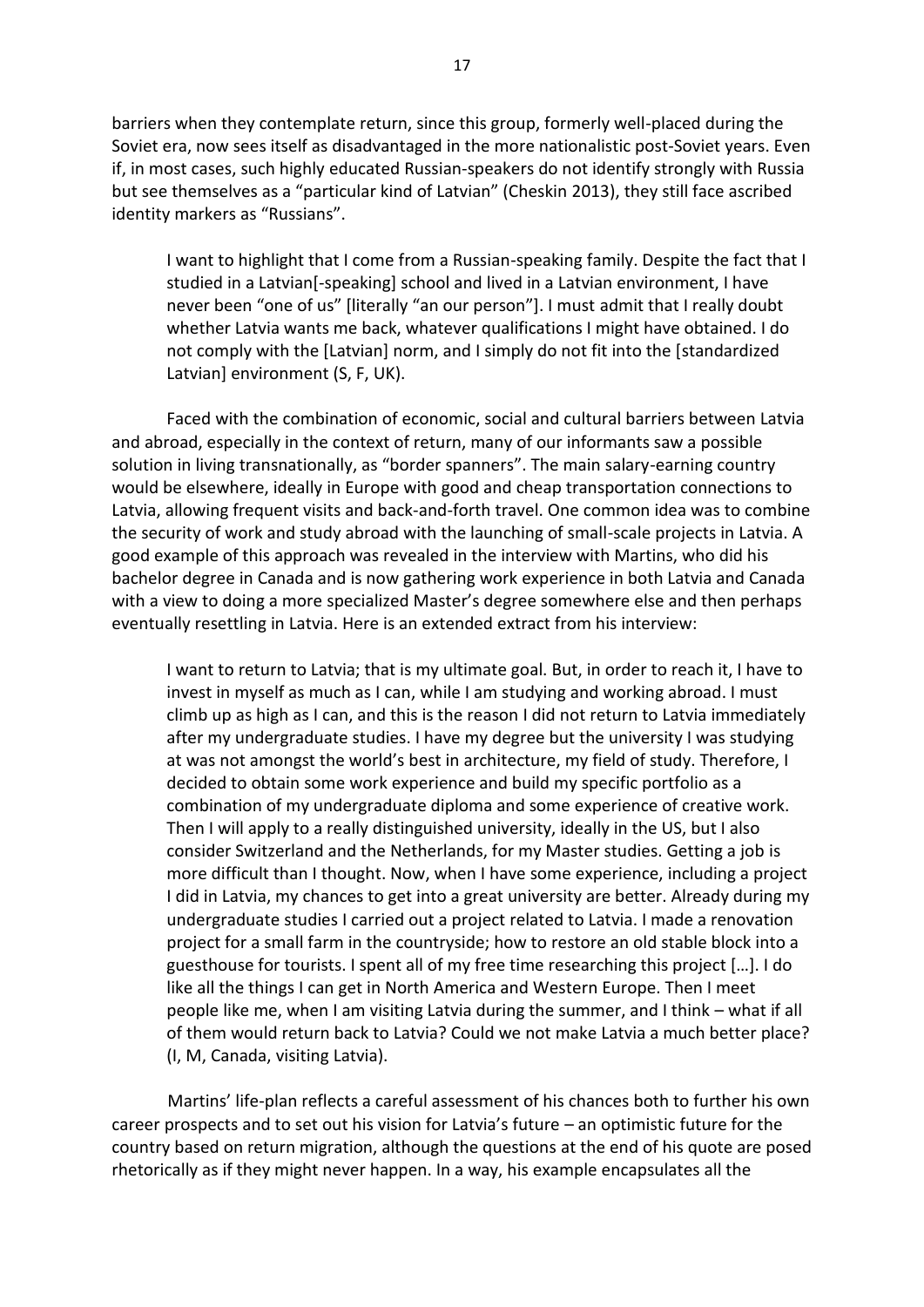barriers when they contemplate return, since this group, formerly well-placed during the Soviet era, now sees itself as disadvantaged in the more nationalistic post-Soviet years. Even if, in most cases, such highly educated Russian-speakers do not identify strongly with Russia but see themselves as a "particular kind of Latvian" (Cheskin 2013), they still face ascribed identity markers as "Russians".

> I want to highlight that I come from a Russian-speaking family. Despite the fact that I studied in a Latvian[-speaking] school and lived in a Latvian environment, I have never been "one of us" [literally "an our person"]. I must admit that I really doubt whether Latvia wants me back, whatever qualifications I might have obtained. I do not comply with the [Latvian] norm, and I simply do not fit into the [standardized Latvian] environment (S, F, UK).

Faced with the combination of economic, social and cultural barriers between Latvia and abroad, especially in the context of return, many of our informants saw a possible solution in living transnationally, as "border spanners". The main salary-earning country would be elsewhere, ideally in Europe with good and cheap transportation connections to Latvia, allowing frequent visits and back-and-forth travel. One common idea was to combine the security of work and study abroad with the launching of small-scale projects in Latvia. A good example of this approach was revealed in the interview with Martins, who did his bachelor degree in Canada and is now gathering work experience in both Latvia and Canada with a view to doing a more specialized Master's degree somewhere else and then perhaps eventually resettling in Latvia. Here is an extended extract from his interview:

> I want to return to Latvia; that is my ultimate goal. But, in order to reach it, I have to invest in myself as much as I can, while I am studying and working abroad. I must climb up as high as I can, and this is the reason I did not return to Latvia immediately after my undergraduate studies. I have my degree but the university I was studying at was not amongst the world's best in architecture, my field of study. Therefore, I decided to obtain some work experience and build my specific portfolio as a combination of my undergraduate diploma and some experience of creative work. Then I will apply to a really distinguished university, ideally in the US, but I also consider Switzerland and the Netherlands, for my Master studies. Getting a job is more difficult than I thought. Now, when I have some experience, including a project I did in Latvia, my chances to get into a great university are better. Already during my undergraduate studies I carried out a project related to Latvia. I made a renovation project for a small farm in the countryside; how to restore an old stable block into a guesthouse for tourists. I spent all of my free time researching this project […]. I do like all the things I can get in North America and Western Europe. Then I meet people like me, when I am visiting Latvia during the summer, and I think – what if all of them would return back to Latvia? Could we not make Latvia a much better place? (I, M, Canada, visiting Latvia).

Martins' life-plan reflects a careful assessment of his chances both to further his own career prospects and to set out his vision for Latvia's future – an optimistic future for the country based on return migration, although the questions at the end of his quote are posed rhetorically as if they might never happen. In a way, his example encapsulates all the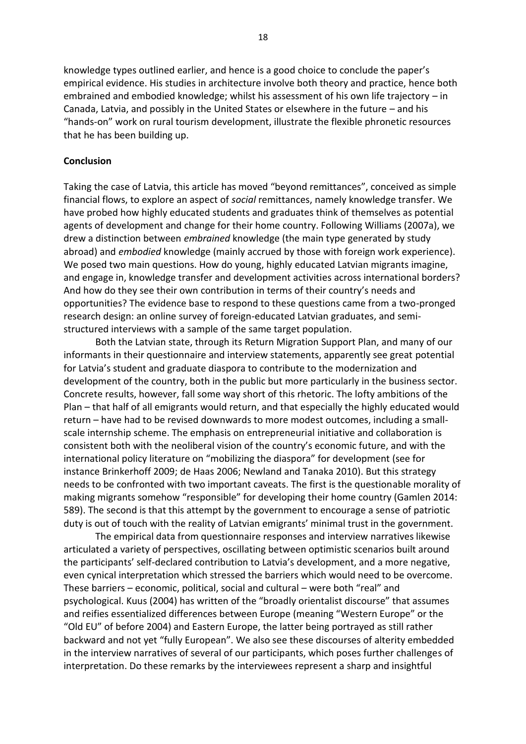knowledge types outlined earlier, and hence is a good choice to conclude the paper's empirical evidence. His studies in architecture involve both theory and practice, hence both embrained and embodied knowledge; whilst his assessment of his own life trajectory – in Canada, Latvia, and possibly in the United States or elsewhere in the future – and his "hands-on" work on rural tourism development, illustrate the flexible phronetic resources that he has been building up.

## Conclusion

Taking the case of Latvia, this article has moved "beyond remittances", conceived as simple financial flows, to explore an aspect of *social* remittances, namely knowledge transfer. We have probed how highly educated students and graduates think of themselves as potential agents of development and change for their home country. Following Williams (2007a), we drew a distinction between *embrained* knowledge (the main type generated by study abroad) and *embodied* knowledge (mainly accrued by those with foreign work experience). We posed two main questions. How do young, highly educated Latvian migrants imagine, and engage in, knowledge transfer and development activities across international borders? And how do they see their own contribution in terms of their country's needs and opportunities? The evidence base to respond to these questions came from a two-pronged research design: an online survey of foreign-educated Latvian graduates, and semi-structured interviews with a sample of the same target population.

Both the Latvian state, through its Return Migration Support Plan, and many of our informants in their questionnaire and interview statements, apparently see great potential for Latvia's student and graduate diaspora to contribute to the modernization and development of the country, both in the public but more particularly in the business sector. Concrete results, however, fall some way short of this rhetoric. The lofty ambitions of the Plan – that half of all emigrants would return, and that especially the highly educated would return – have had to be revised downwards to more modest outcomes, including a small-scale internship scheme. The emphasis on entrepreneurial initiative and collaboration is consistent both with the neoliberal vision of the country's economic future, and with the international policy literature on "mobilizing the diaspora" for development (see for instance Brinkerhoff 2009; de Haas 2006; Newland and Tanaka 2010). But this strategy needs to be confronted with two important caveats. The first is the questionable morality of making migrants somehow "responsible" for developing their home country (Gamlen 2014: 589). The second is that this attempt by the government to encourage a sense of patriotic duty is out of touch with the reality of Latvian emigrants' minimal trust in the government.

The empirical data from questionnaire responses and interview narratives likewise articulated a variety of perspectives, oscillating between optimistic scenarios built around the participants' self-declared contribution to Latvia's development, and a more negative, even cynical interpretation which stressed the barriers which would need to be overcome. These barriers – economic, political, social and cultural – were both "real" and psychological. Kuus (2004) has written of the "broadly orientalist discourse" that assumes and reifies essentialized differences between Europe (meaning "Western Europe" or the "Old EU" of before 2004) and Eastern Europe, the latter being portrayed as still rather backward and not yet "fully European". We also see these discourses of alterity embedded in the interview narratives of several of our participants, which poses further challenges of interpretation. Do these remarks by the interviewees represent a sharp and insightful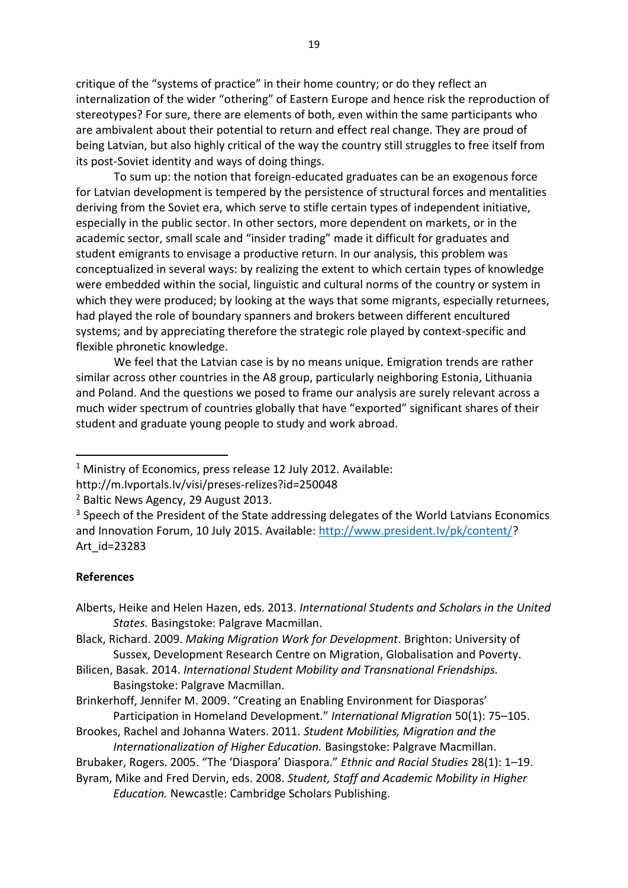critique of the "systems of practice" in their home country; or do they reflect an internalization of the wider "othering" of Eastern Europe and hence risk the reproduction of stereotypes? For sure, there are elements of both, even within the same participants who are ambivalent about their potential to return and effect real change. They are proud of being Latvian, but also highly critical of the way the country still struggles to free itself from its post-Soviet identity and ways of doing things.

To sum up: the notion that foreign-educated graduates can be an exogenous force for Latvian development is tempered by the persistence of structural forces and mentalities deriving from the Soviet era, which serve to stifle certain types of independent initiative, especially in the public sector. In other sectors, more dependent on markets, or in the academic sector, small scale and "insider trading" made it difficult for graduates and student emigrants to envisage a productive return. In our analysis, this problem was conceptualized in several ways: by realizing the extent to which certain types of knowledge were embedded within the social, linguistic and cultural norms of the country or system in which they were produced; by looking at the ways that some migrants, especially returnees, had played the role of boundary spanners and brokers between different encultured systems; and by appreciating therefore the strategic role played by context-specific and flexible phronetic knowledge.

We feel that the Latvian case is by no means unique. Emigration trends are rather similar across other countries in the A8 group, particularly neighboring Estonia, Lithuania and Poland. And the questions we posed to frame our analysis are surely relevant across a much wider spectrum of countries globally that have "exported" significant shares of their student and graduate young people to study and work abroad.

---

[1] Ministry of Economics, press release 12 July 2012. Available: http://m.lvportals.lv/visi/preses-relizes?id=250048

[2] Baltic News Agency, 29 August 2013.

[3] Speech of the President of the State addressing delegates of the World Latvians Economics and Innovation Forum, 10 July 2015. Available: http://www.president.lv/pk/content/?Art_id=23283

## References

Alberts, Heike and Helen Hazen, eds. 2013. *International Students and Scholars in the United States.* Basingstoke: Palgrave Macmillan.

Black, Richard. 2009. *Making Migration Work for Development*. Brighton: University of Sussex, Development Research Centre on Migration, Globalisation and Poverty.

Bilicen, Basak. 2014. *International Student Mobility and Transnational Friendships.* Basingstoke: Palgrave Macmillan.

Brinkerhoff, Jennifer M. 2009. "Creating an Enabling Environment for Diasporas' Participation in Homeland Development." *International Migration* 50(1): 75–105.

Brookes, Rachel and Johanna Waters. 2011. *Student Mobilities, Migration and the Internationalization of Higher Education.* Basingstoke: Palgrave Macmillan.

Brubaker, Rogers. 2005. "The 'Diaspora' Diaspora." *Ethnic and Racial Studies* 28(1): 1–19.

Byram, Mike and Fred Dervin, eds. 2008. *Student, Staff and Academic Mobility in Higher Education.* Newcastle: Cambridge Scholars Publishing.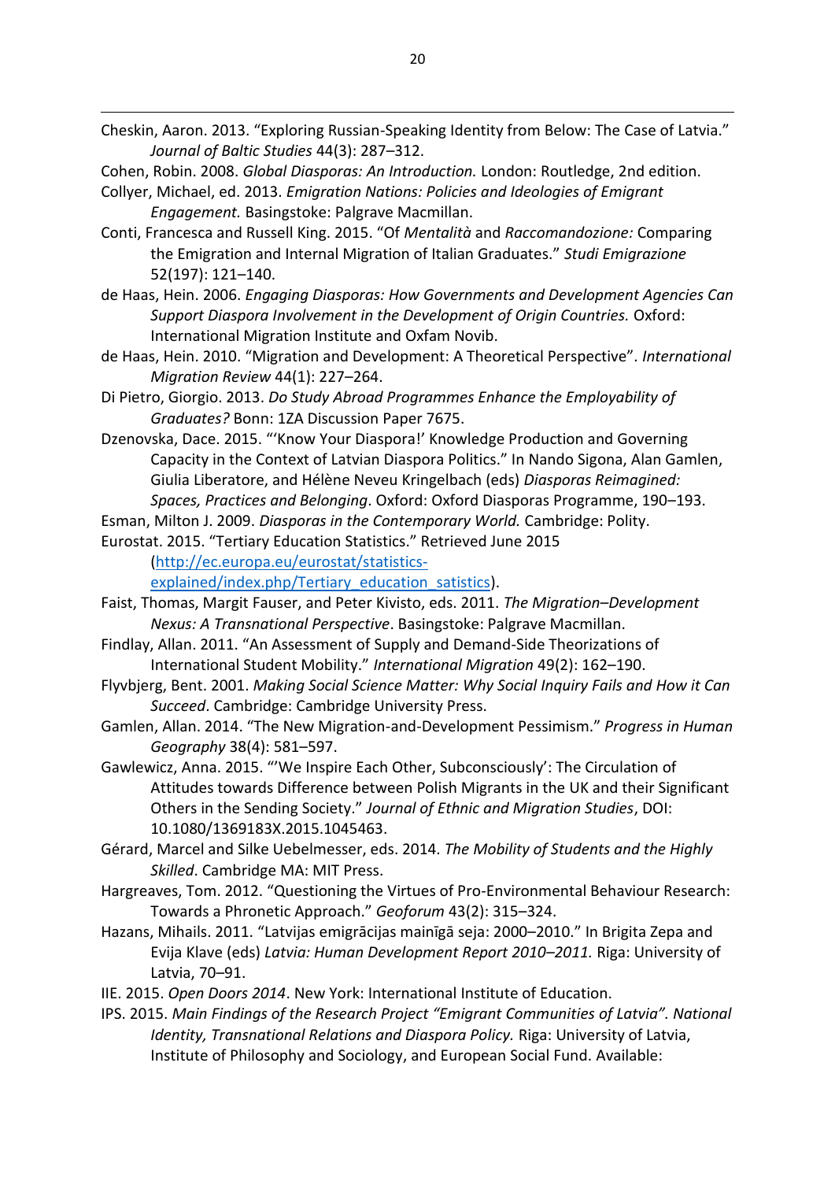Cheskin, Aaron. 2013. "Exploring Russian-Speaking Identity from Below: The Case of Latvia." *Journal of Baltic Studies* 44(3): 287–312.

Cohen, Robin. 2008. *Global Diasporas: An Introduction.* London: Routledge, 2nd edition.

Collyer, Michael, ed. 2013. *Emigration Nations: Policies and Ideologies of Emigrant Engagement.* Basingstoke: Palgrave Macmillan.

Conti, Francesca and Russell King. 2015. "Of *Mentalità* and *Raccomandozione:* Comparing the Emigration and Internal Migration of Italian Graduates." *Studi Emigrazione* 52(197): 121–140.

de Haas, Hein. 2006. *Engaging Diasporas: How Governments and Development Agencies Can Support Diaspora Involvement in the Development of Origin Countries.* Oxford: International Migration Institute and Oxfam Novib.

de Haas, Hein. 2010. "Migration and Development: A Theoretical Perspective". *International Migration Review* 44(1): 227–264.

Di Pietro, Giorgio. 2013. *Do Study Abroad Programmes Enhance the Employability of Graduates?* Bonn: 1ZA Discussion Paper 7675.

Dzenovska, Dace. 2015. "'Know Your Diaspora!' Knowledge Production and Governing Capacity in the Context of Latvian Diaspora Politics." In Nando Sigona, Alan Gamlen, Giulia Liberatore, and Hélène Neveu Kringelbach (eds) *Diasporas Reimagined: Spaces, Practices and Belonging*. Oxford: Oxford Diasporas Programme, 190–193.

Esman, Milton J. 2009. *Diasporas in the Contemporary World.* Cambridge: Polity.

Eurostat. 2015. "Tertiary Education Statistics." Retrieved June 2015 (http://ec.europa.eu/eurostat/statistics-explained/index.php/Tertiary_education_satistics).

Faist, Thomas, Margit Fauser, and Peter Kivisto, eds. 2011. *The Migration–Development Nexus: A Transnational Perspective*. Basingstoke: Palgrave Macmillan.

Findlay, Allan. 2011. "An Assessment of Supply and Demand-Side Theorizations of International Student Mobility." *International Migration* 49(2): 162–190.

Flyvbjerg, Bent. 2001. *Making Social Science Matter: Why Social Inquiry Fails and How it Can Succeed*. Cambridge: Cambridge University Press.

Gamlen, Allan. 2014. "The New Migration-and-Development Pessimism." *Progress in Human Geography* 38(4): 581–597.

Gawlewicz, Anna. 2015. "'We Inspire Each Other, Subconsciously': The Circulation of Attitudes towards Difference between Polish Migrants in the UK and their Significant Others in the Sending Society." *Journal of Ethnic and Migration Studies*, DOI: 10.1080/1369183X.2015.1045463.

Gérard, Marcel and Silke Uebelmesser, eds. 2014. *The Mobility of Students and the Highly Skilled*. Cambridge MA: MIT Press.

Hargreaves, Tom. 2012. "Questioning the Virtues of Pro-Environmental Behaviour Research: Towards a Phronetic Approach." *Geoforum* 43(2): 315–324.

Hazans, Mihails. 2011. "Latvijas emigrācijas mainīgā seja: 2000–2010." In Brigita Zepa and Evija Klave (eds) *Latvia: Human Development Report 2010–2011.* Riga: University of Latvia, 70–91.

IIE. 2015. *Open Doors 2014*. New York: International Institute of Education.

IPS. 2015. *Main Findings of the Research Project "Emigrant Communities of Latvia". National Identity, Transnational Relations and Diaspora Policy.* Riga: University of Latvia, Institute of Philosophy and Sociology, and European Social Fund. Available: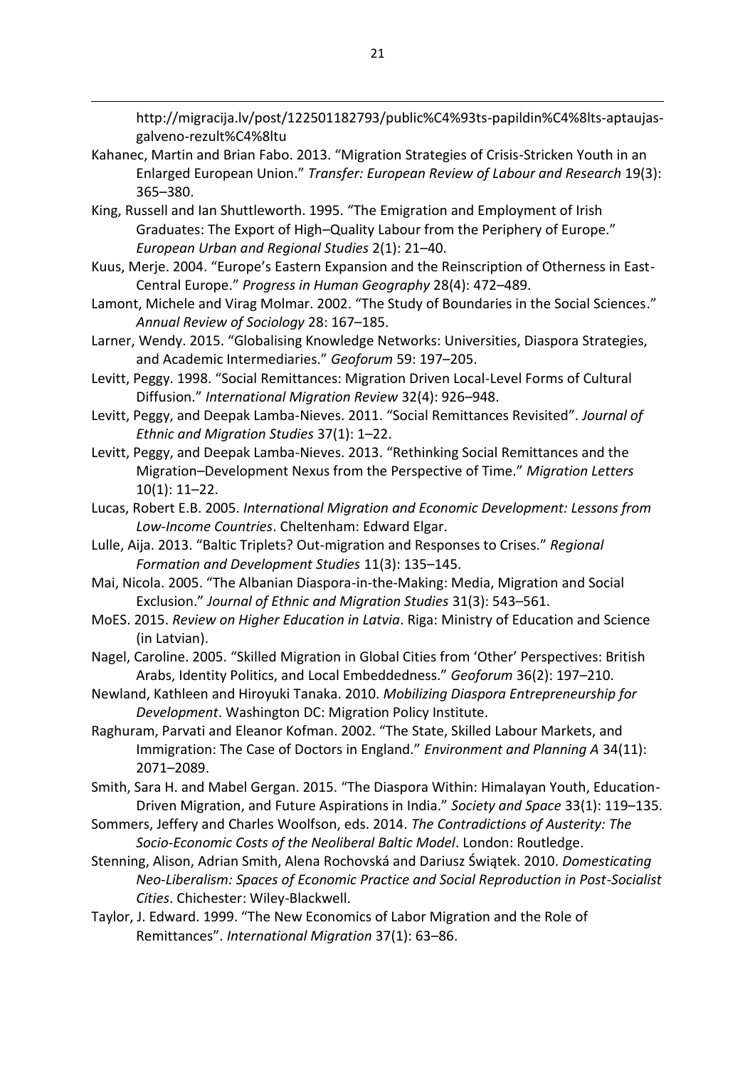http://migracija.lv/post/122501182793/public%C4%93ts-papildin%C4%8lts-aptaujas-galveno-rezult%C4%8ltu

Kahanec, Martin and Brian Fabo. 2013. "Migration Strategies of Crisis-Stricken Youth in an Enlarged European Union." *Transfer: European Review of Labour and Research* 19(3): 365–380.

King, Russell and Ian Shuttleworth. 1995. "The Emigration and Employment of Irish Graduates: The Export of High–Quality Labour from the Periphery of Europe." *European Urban and Regional Studies* 2(1): 21–40.

Kuus, Merje. 2004. "Europe's Eastern Expansion and the Reinscription of Otherness in East-Central Europe." *Progress in Human Geography* 28(4): 472–489.

Lamont, Michele and Virag Molmar. 2002. "The Study of Boundaries in the Social Sciences." *Annual Review of Sociology* 28: 167–185.

Larner, Wendy. 2015. "Globalising Knowledge Networks: Universities, Diaspora Strategies, and Academic Intermediaries." *Geoforum* 59: 197–205.

Levitt, Peggy. 1998. "Social Remittances: Migration Driven Local-Level Forms of Cultural Diffusion." *International Migration Review* 32(4): 926–948.

Levitt, Peggy, and Deepak Lamba-Nieves. 2011. "Social Remittances Revisited". *Journal of Ethnic and Migration Studies* 37(1): 1–22.

Levitt, Peggy, and Deepak Lamba-Nieves. 2013. "Rethinking Social Remittances and the Migration–Development Nexus from the Perspective of Time." *Migration Letters* 10(1): 11–22.

Lucas, Robert E.B. 2005. *International Migration and Economic Development: Lessons from Low-Income Countries*. Cheltenham: Edward Elgar.

Lulle, Aija. 2013. "Baltic Triplets? Out-migration and Responses to Crises." *Regional Formation and Development Studies* 11(3): 135–145.

Mai, Nicola. 2005. "The Albanian Diaspora-in-the-Making: Media, Migration and Social Exclusion." *Journal of Ethnic and Migration Studies* 31(3): 543–561.

MoES. 2015. *Review on Higher Education in Latvia*. Riga: Ministry of Education and Science (in Latvian).

Nagel, Caroline. 2005. "Skilled Migration in Global Cities from 'Other' Perspectives: British Arabs, Identity Politics, and Local Embeddedness." *Geoforum* 36(2): 197–210.

Newland, Kathleen and Hiroyuki Tanaka. 2010. *Mobilizing Diaspora Entrepreneurship for Development*. Washington DC: Migration Policy Institute.

Raghuram, Parvati and Eleanor Kofman. 2002. "The State, Skilled Labour Markets, and Immigration: The Case of Doctors in England." *Environment and Planning A* 34(11): 2071–2089.

Smith, Sara H. and Mabel Gergan. 2015. "The Diaspora Within: Himalayan Youth, Education-Driven Migration, and Future Aspirations in India." *Society and Space* 33(1): 119–135.

Sommers, Jeffery and Charles Woolfson, eds. 2014. *The Contradictions of Austerity: The Socio-Economic Costs of the Neoliberal Baltic Model*. London: Routledge.

Stenning, Alison, Adrian Smith, Alena Rochovská and Dariusz Świątek. 2010. *Domesticating Neo-Liberalism: Spaces of Economic Practice and Social Reproduction in Post-Socialist Cities*. Chichester: Wiley-Blackwell.

Taylor, J. Edward. 1999. "The New Economics of Labor Migration and the Role of Remittances". *International Migration* 37(1): 63–86.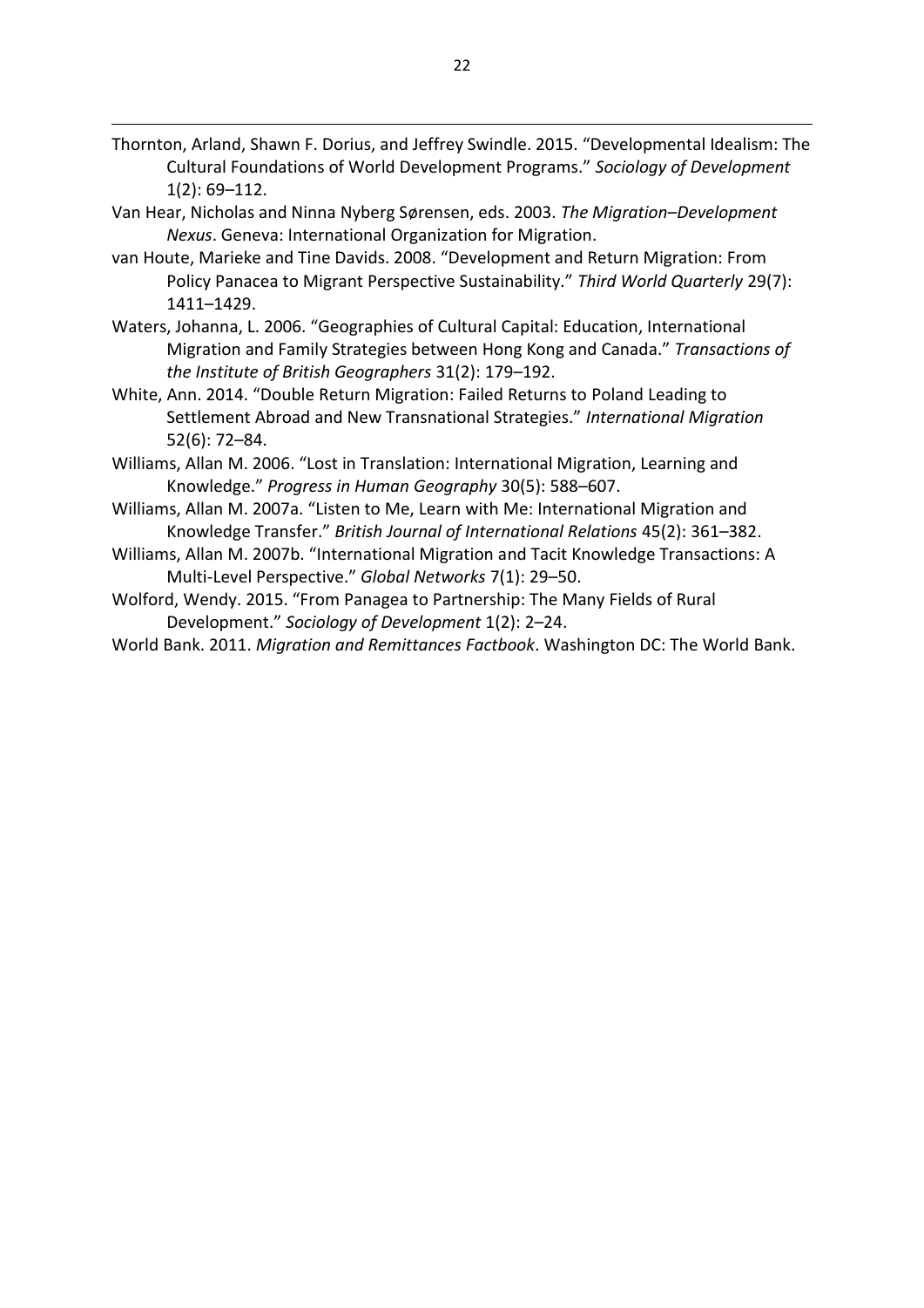Thornton, Arland, Shawn F. Dorius, and Jeffrey Swindle. 2015. "Developmental Idealism: The Cultural Foundations of World Development Programs." *Sociology of Development* 1(2): 69–112.

Van Hear, Nicholas and Ninna Nyberg Sørensen, eds. 2003. *The Migration–Development Nexus*. Geneva: International Organization for Migration.

van Houte, Marieke and Tine Davids. 2008. "Development and Return Migration: From Policy Panacea to Migrant Perspective Sustainability." *Third World Quarterly* 29(7): 1411–1429.

Waters, Johanna, L. 2006. "Geographies of Cultural Capital: Education, International Migration and Family Strategies between Hong Kong and Canada." *Transactions of the Institute of British Geographers* 31(2): 179–192.

White, Ann. 2014. "Double Return Migration: Failed Returns to Poland Leading to Settlement Abroad and New Transnational Strategies." *International Migration* 52(6): 72–84.

Williams, Allan M. 2006. "Lost in Translation: International Migration, Learning and Knowledge." *Progress in Human Geography* 30(5): 588–607.

Williams, Allan M. 2007a. "Listen to Me, Learn with Me: International Migration and Knowledge Transfer." *British Journal of International Relations* 45(2): 361–382.

Williams, Allan M. 2007b. "International Migration and Tacit Knowledge Transactions: A Multi-Level Perspective." *Global Networks* 7(1): 29–50.

Wolford, Wendy. 2015. "From Panagea to Partnership: The Many Fields of Rural Development." *Sociology of Development* 1(2): 2–24.

World Bank. 2011. *Migration and Remittances Factbook*. Washington DC: The World Bank.